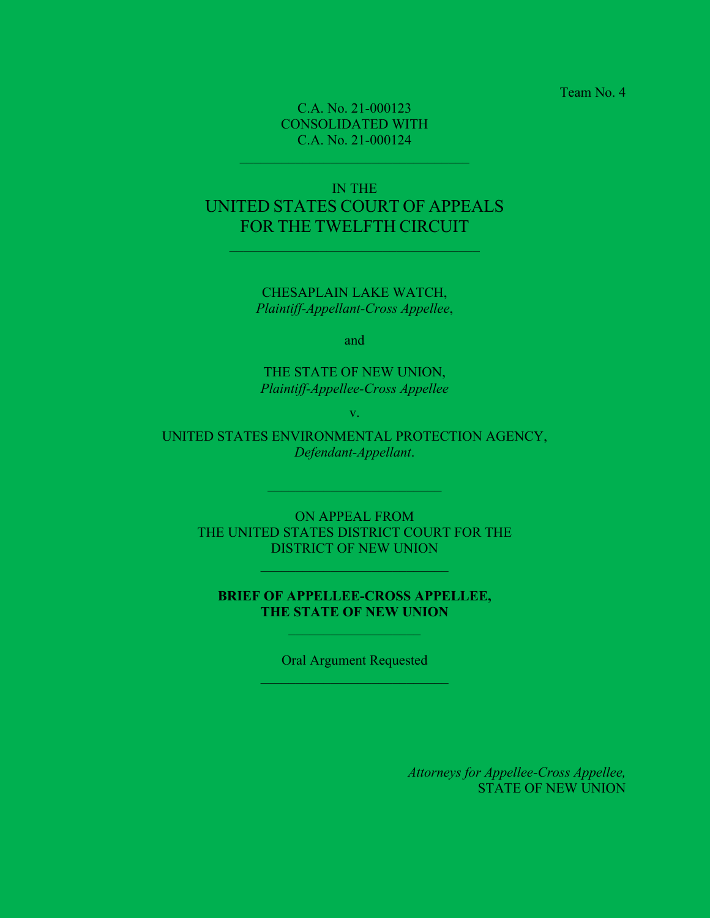Team No. 4

C.A. No. 21-000123
CONSOLIDATED WITH
C.A. No. 21-000124

---

IN THE
UNITED STATES COURT OF APPEALS
FOR THE TWELFTH CIRCUIT

---

CHESAPLAIN LAKE WATCH,
*Plaintiff-Appellant-Cross Appellee*,

and

THE STATE OF NEW UNION,
*Plaintiff-Appellee-Cross Appellee*

v.

UNITED STATES ENVIRONMENTAL PROTECTION AGENCY,
*Defendant-Appellant*.

---

ON APPEAL FROM
THE UNITED STATES DISTRICT COURT FOR THE
DISTRICT OF NEW UNION

---

**BRIEF OF APPELLEE-CROSS APPELLEE,
THE STATE OF NEW UNION**

---

Oral Argument Requested

---

*Attorneys for Appellee-Cross Appellee,*
STATE OF NEW UNION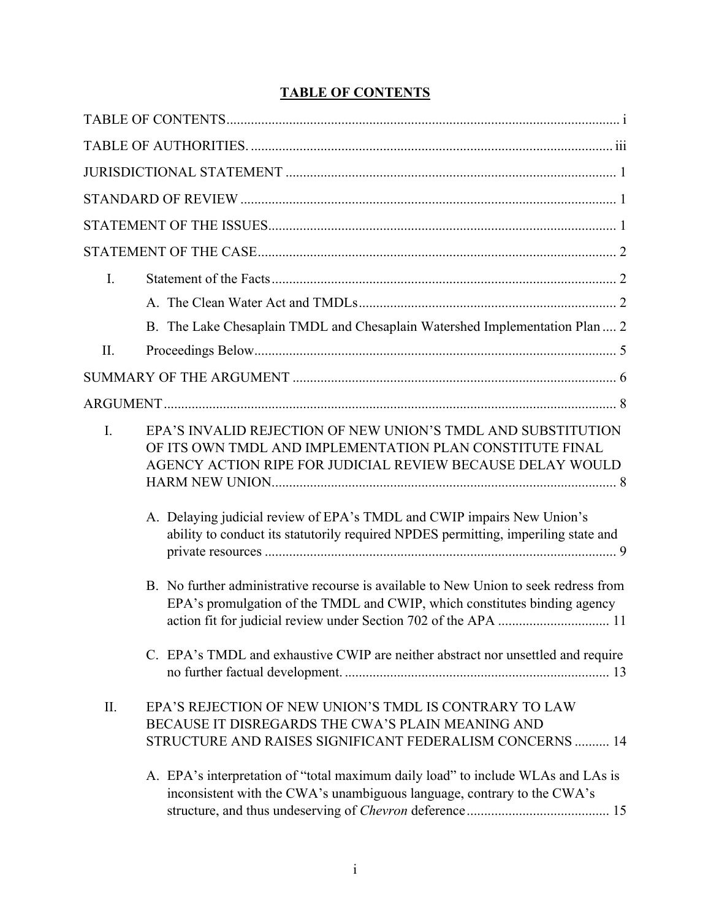## TABLE OF CONTENTS

TABLE OF CONTENTS ................................................................................................................ i

TABLE OF AUTHORITIES. ....................................................................................................... iii

JURISDICTIONAL STATEMENT .............................................................................................. 1

STANDARD OF REVIEW ........................................................................................................... 1

STATEMENT OF THE ISSUES................................................................................................... 1

STATEMENT OF THE CASE...................................................................................................... 2

- I. Statement of the Facts .................................................................................................. 2
  - A. The Clean Water Act and TMDLs .......................................................................... 2
  - B. The Lake Chesaplain TMDL and Chesaplain Watershed Implementation Plan .... 2
- II. Proceedings Below ....................................................................................................... 5

SUMMARY OF THE ARGUMENT ............................................................................................ 6

ARGUMENT ................................................................................................................................ 8

- I. EPA'S INVALID REJECTION OF NEW UNION'S TMDL AND SUBSTITUTION OF ITS OWN TMDL AND IMPLEMENTATION PLAN CONSTITUTE FINAL AGENCY ACTION RIPE FOR JUDICIAL REVIEW BECAUSE DELAY WOULD HARM NEW UNION.................................................................................................. 8
  - A. Delaying judicial review of EPA's TMDL and CWIP impairs New Union's ability to conduct its statutorily required NPDES permitting, imperiling state and private resources .................................................................................................... 9
  - B. No further administrative recourse is available to New Union to seek redress from EPA's promulgation of the TMDL and CWIP, which constitutes binding agency action fit for judicial review under Section 702 of the APA ................................ 11
  - C. EPA's TMDL and exhaustive CWIP are neither abstract nor unsettled and require no further factual development. ........................................................................... 13
- II. EPA'S REJECTION OF NEW UNION'S TMDL IS CONTRARY TO LAW BECAUSE IT DISREGARDS THE CWA'S PLAIN MEANING AND STRUCTURE AND RAISES SIGNIFICANT FEDERALISM CONCERNS .......... 14
  - A. EPA's interpretation of "total maximum daily load" to include WLAs and LAs is inconsistent with the CWA's unambiguous language, contrary to the CWA's structure, and thus undeserving of *Chevron* deference......................................... 15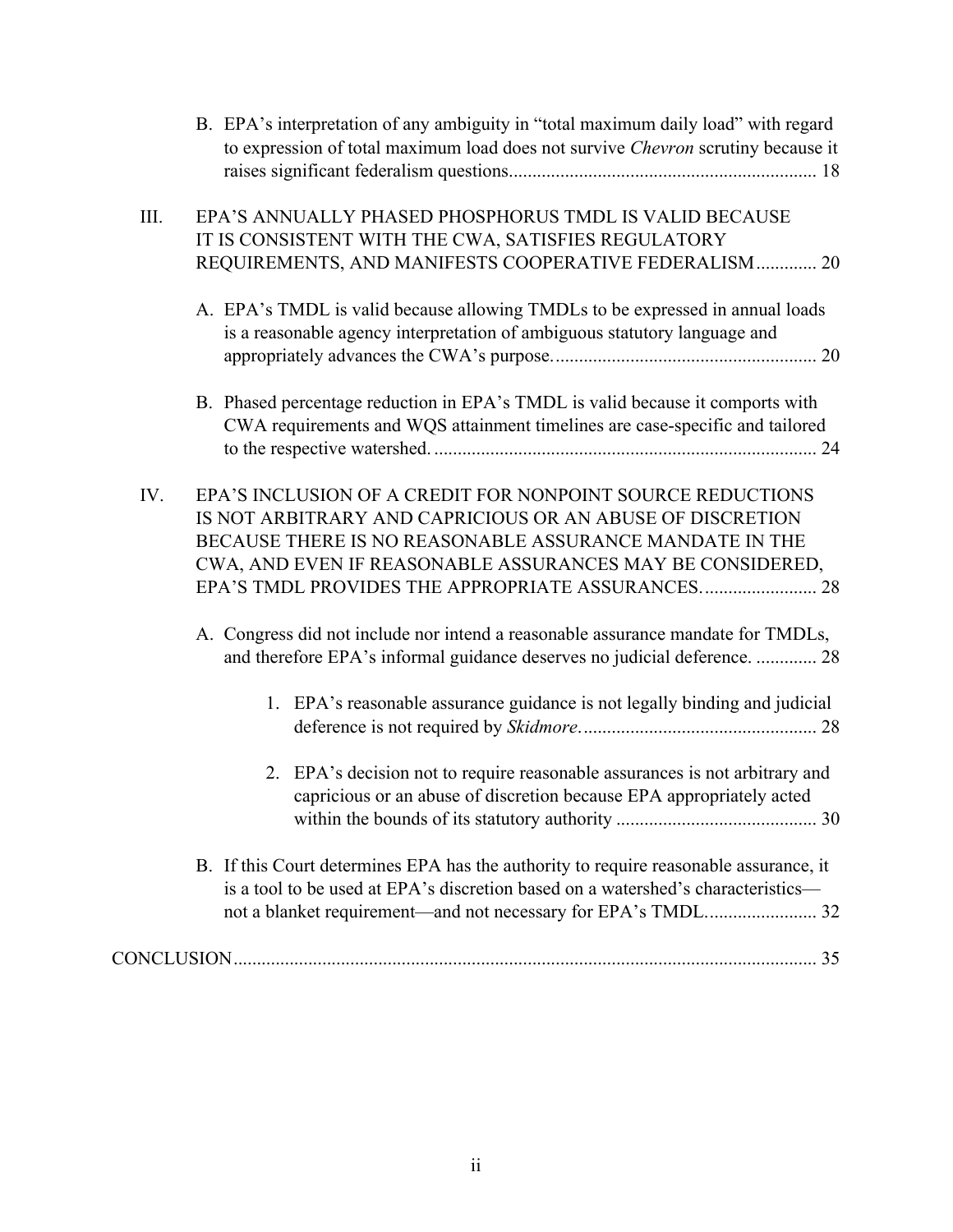B. EPA's interpretation of any ambiguity in "total maximum daily load" with regard to expression of total maximum load does not survive *Chevron* scrutiny because it raises significant federalism questions.................................................................. 18

III. EPA'S ANNUALLY PHASED PHOSPHORUS TMDL IS VALID BECAUSE IT IS CONSISTENT WITH THE CWA, SATISFIES REGULATORY REQUIREMENTS, AND MANIFESTS COOPERATIVE FEDERALISM............. 20

A. EPA's TMDL is valid because allowing TMDLs to be expressed in annual loads is a reasonable agency interpretation of ambiguous statutory language and appropriately advances the CWA's purpose......................................................... 20

B. Phased percentage reduction in EPA's TMDL is valid because it comports with CWA requirements and WQS attainment timelines are case-specific and tailored to the respective watershed.................................................................................. 24

IV. EPA'S INCLUSION OF A CREDIT FOR NONPOINT SOURCE REDUCTIONS IS NOT ARBITRARY AND CAPRICIOUS OR AN ABUSE OF DISCRETION BECAUSE THERE IS NO REASONABLE ASSURANCE MANDATE IN THE CWA, AND EVEN IF REASONABLE ASSURANCES MAY BE CONSIDERED, EPA'S TMDL PROVIDES THE APPROPRIATE ASSURANCES......................... 28

A. Congress did not include nor intend a reasonable assurance mandate for TMDLs, and therefore EPA's informal guidance deserves no judicial deference. ............. 28

1. EPA's reasonable assurance guidance is not legally binding and judicial deference is not required by *Skidmore*................................................... 28

2. EPA's decision not to require reasonable assurances is not arbitrary and capricious or an abuse of discretion because EPA appropriately acted within the bounds of its statutory authority ........................................... 30

B. If this Court determines EPA has the authority to require reasonable assurance, it is a tool to be used at EPA's discretion based on a watershed's characteristics—not a blanket requirement—and not necessary for EPA's TMDL........................ 32

CONCLUSION............................................................................................................... 35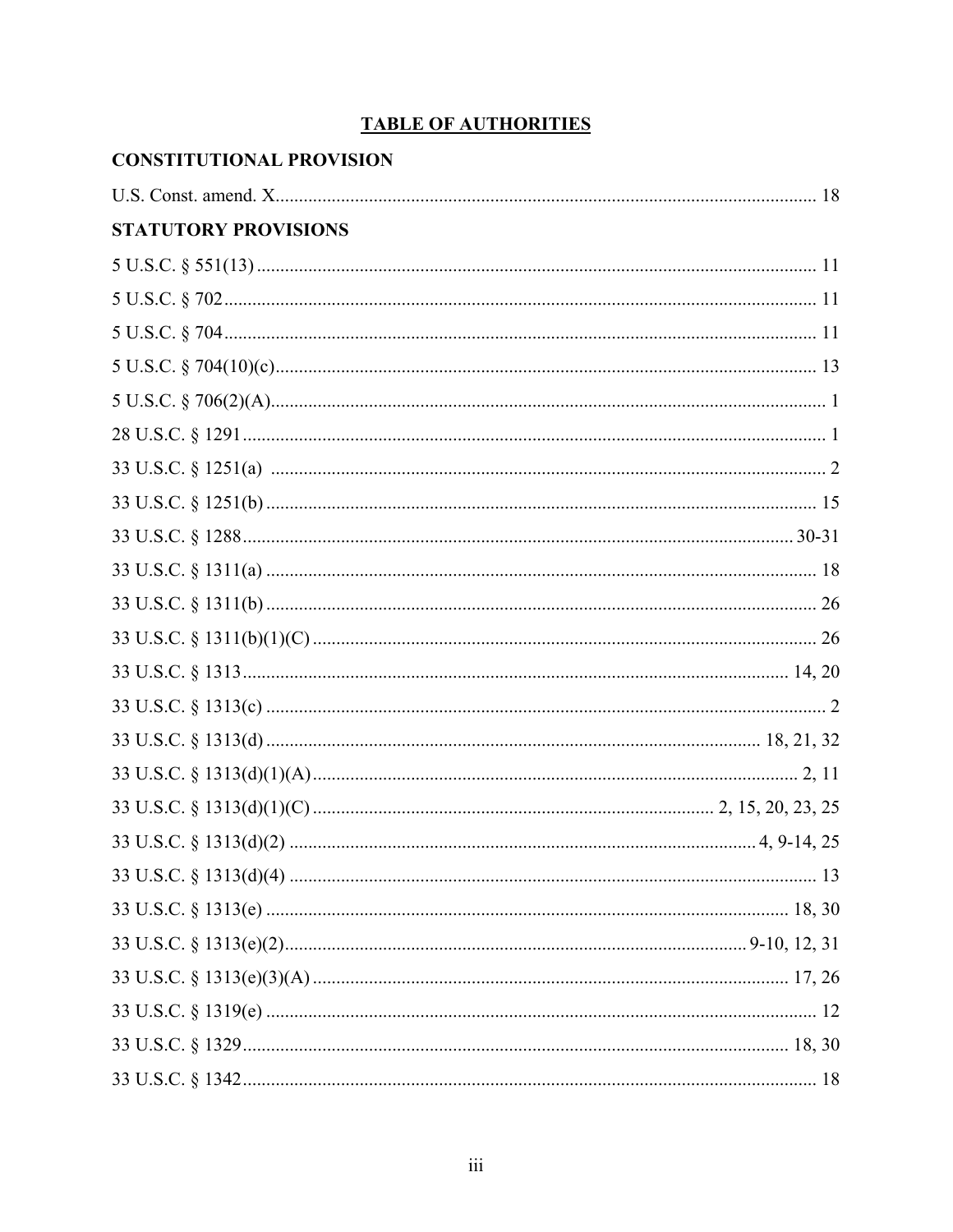## TABLE OF AUTHORITIES

### CONSTITUTIONAL PROVISION

U.S. Const. amend. X .......... 18

### STATUTORY PROVISIONS

5 U.S.C. § 551(13) .......... 11

5 U.S.C. § 702 .......... 11

5 U.S.C. § 704 .......... 11

5 U.S.C. § 704(10)(c) .......... 13

5 U.S.C. § 706(2)(A) .......... 1

28 U.S.C. § 1291 .......... 1

33 U.S.C. § 1251(a) .......... 2

33 U.S.C. § 1251(b) .......... 15

33 U.S.C. § 1288 .......... 30-31

33 U.S.C. § 1311(a) .......... 18

33 U.S.C. § 1311(b) .......... 26

33 U.S.C. § 1311(b)(1)(C) .......... 26

33 U.S.C. § 1313 .......... 14, 20

33 U.S.C. § 1313(c) .......... 2

33 U.S.C. § 1313(d) .......... 18, 21, 32

33 U.S.C. § 1313(d)(1)(A) .......... 2, 11

33 U.S.C. § 1313(d)(1)(C) .......... 2, 15, 20, 23, 25

33 U.S.C. § 1313(d)(2) .......... 4, 9-14, 25

33 U.S.C. § 1313(d)(4) .......... 13

33 U.S.C. § 1313(e) .......... 18, 30

33 U.S.C. § 1313(e)(2) .......... 9-10, 12, 31

33 U.S.C. § 1313(e)(3)(A) .......... 17, 26

33 U.S.C. § 1319(e) .......... 12

33 U.S.C. § 1329 .......... 18, 30

33 U.S.C. § 1342 .......... 18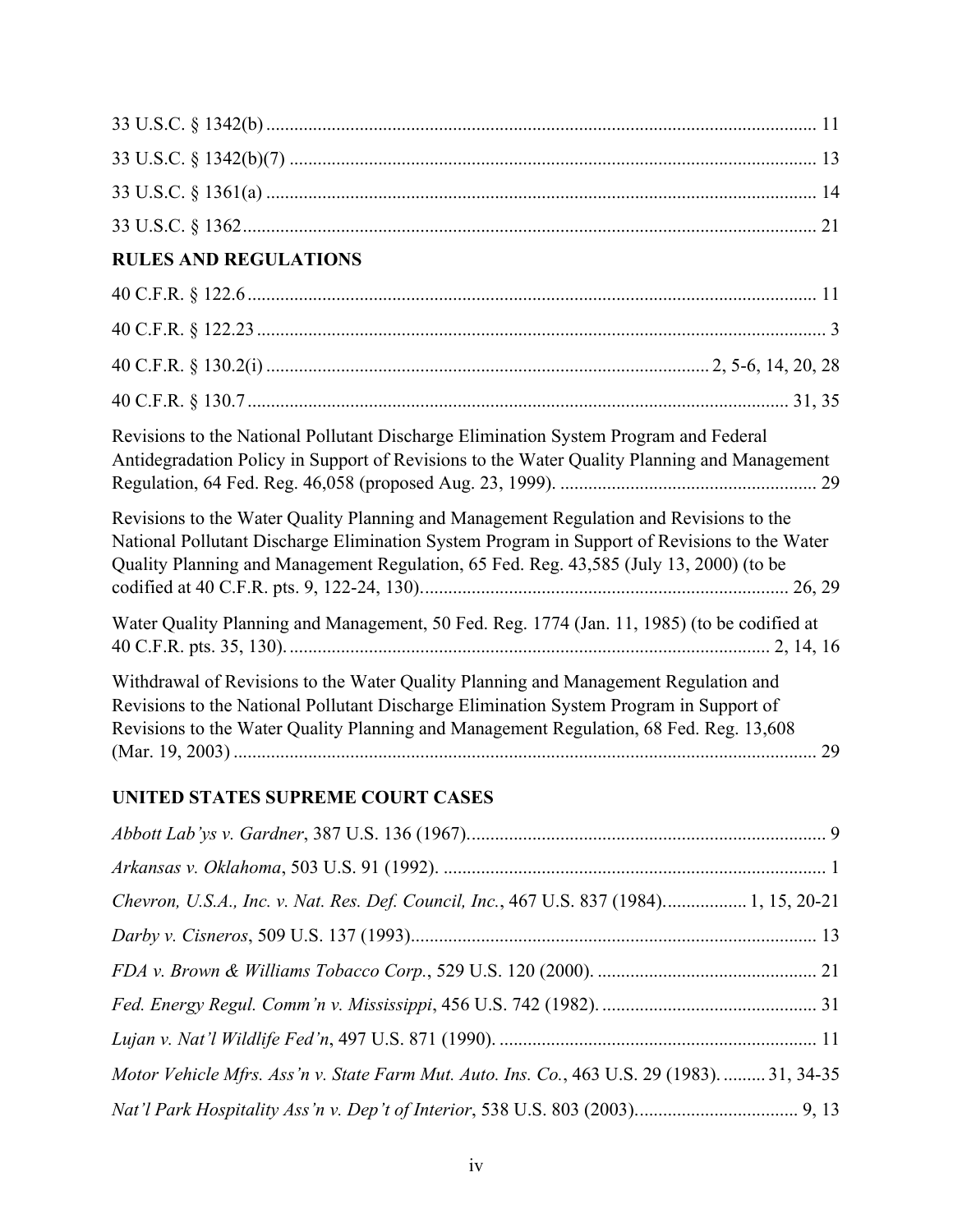33 U.S.C. § 1342(b) ........................................................................................................ 11

33 U.S.C. § 1342(b)(7) .................................................................................................... 13

33 U.S.C. § 1361(a) ........................................................................................................ 14

33 U.S.C. § 1362............................................................................................................. 21

**RULES AND REGULATIONS**

40 C.F.R. § 122.6 ............................................................................................................ 11

40 C.F.R. § 122.23 .......................................................................................................... 3

40 C.F.R. § 130.2(i) ...................................................................................... 2, 5-6, 14, 20, 28

40 C.F.R. § 130.7 .................................................................................................... 31, 35

Revisions to the National Pollutant Discharge Elimination System Program and Federal Antidegradation Policy in Support of Revisions to the Water Quality Planning and Management Regulation, 64 Fed. Reg. 46,058 (proposed Aug. 23, 1999). ....................................................... 29

Revisions to the Water Quality Planning and Management Regulation and Revisions to the National Pollutant Discharge Elimination System Program in Support of Revisions to the Water Quality Planning and Management Regulation, 65 Fed. Reg. 43,585 (July 13, 2000) (to be codified at 40 C.F.R. pts. 9, 122-24, 130)............................................................................. 26, 29

Water Quality Planning and Management, 50 Fed. Reg. 1774 (Jan. 11, 1985) (to be codified at 40 C.F.R. pts. 35, 130). ...................................................................................................... 2, 14, 16

Withdrawal of Revisions to the Water Quality Planning and Management Regulation and Revisions to the National Pollutant Discharge Elimination System Program in Support of Revisions to the Water Quality Planning and Management Regulation, 68 Fed. Reg. 13,608 (Mar. 19, 2003) .............................................................................................................. 29

**UNITED STATES SUPREME COURT CASES**

*Abbott Lab'ys v. Gardner*, 387 U.S. 136 (1967)............................................................................ 9

*Arkansas v. Oklahoma*, 503 U.S. 91 (1992). .................................................................................. 1

*Chevron, U.S.A., Inc. v. Nat. Res. Def. Council, Inc.*, 467 U.S. 837 (1984)................. 1, 15, 20-21

*Darby v. Cisneros*, 509 U.S. 137 (1993)...................................................................................... 13

*FDA v. Brown & Williams Tobacco Corp.*, 529 U.S. 120 (2000). ............................................... 21

*Fed. Energy Regul. Comm'n v. Mississippi*, 456 U.S. 742 (1982). .............................................. 31

*Lujan v. Nat'l Wildlife Fed'n*, 497 U.S. 871 (1990). .................................................................... 11

*Motor Vehicle Mfrs. Ass'n v. State Farm Mut. Auto. Ins. Co.*, 463 U.S. 29 (1983). ......... 31, 34-35

*Nat'l Park Hospitality Ass'n v. Dep't of Interior*, 538 U.S. 803 (2003).................................. 9, 13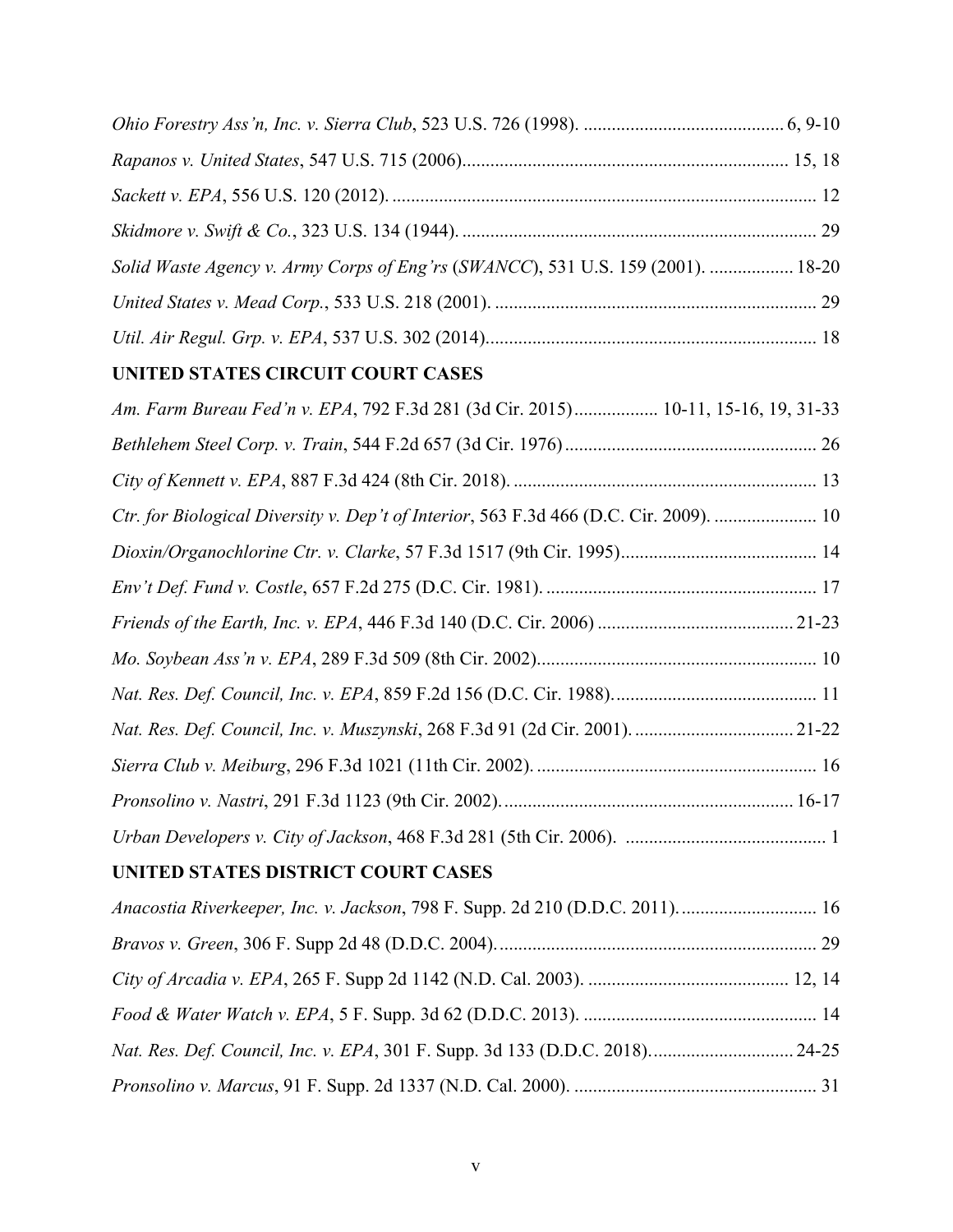*Ohio Forestry Ass'n, Inc. v. Sierra Club*, 523 U.S. 726 (1998). ........................................... 6, 9-10

*Rapanos v. United States*, 547 U.S. 715 (2006)...................................................................... 15, 18

*Sackett v. EPA*, 556 U.S. 120 (2012). .......................................................................................... 12

*Skidmore v. Swift & Co.*, 323 U.S. 134 (1944). ............................................................................ 29

*Solid Waste Agency v. Army Corps of Eng'rs* (*SWANCC*), 531 U.S. 159 (2001). .................. 18-20

*United States v. Mead Corp.*, 533 U.S. 218 (2001). ..................................................................... 29

*Util. Air Regul. Grp. v. EPA*, 537 U.S. 302 (2014)....................................................................... 18

**UNITED STATES CIRCUIT COURT CASES**

*Am. Farm Bureau Fed'n v. EPA*, 792 F.3d 281 (3d Cir. 2015).................. 10-11, 15-16, 19, 31-33

*Bethlehem Steel Corp. v. Train*, 544 F.2d 657 (3d Cir. 1976)...................................................... 26

*City of Kennett v. EPA*, 887 F.3d 424 (8th Cir. 2018). ................................................................. 13

*Ctr. for Biological Diversity v. Dep't of Interior*, 563 F.3d 466 (D.C. Cir. 2009). ...................... 10

*Dioxin/Organochlorine Ctr. v. Clarke*, 57 F.3d 1517 (9th Cir. 1995).......................................... 14

*Env't Def. Fund v. Costle*, 657 F.2d 275 (D.C. Cir. 1981). .......................................................... 17

*Friends of the Earth, Inc. v. EPA*, 446 F.3d 140 (D.C. Cir. 2006) .......................................... 21-23

*Mo. Soybean Ass'n v. EPA*, 289 F.3d 509 (8th Cir. 2002)........................................................... 10

*Nat. Res. Def. Council, Inc. v. EPA*, 859 F.2d 156 (D.C. Cir. 1988)............................................ 11

*Nat. Res. Def. Council, Inc. v. Muszynski*, 268 F.3d 91 (2d Cir. 2001). .................................. 21-22

*Sierra Club v. Meiburg*, 296 F.3d 1021 (11th Cir. 2002). ............................................................ 16

*Pronsolino v. Nastri*, 291 F.3d 1123 (9th Cir. 2002)............................................................... 16-17

*Urban Developers v. City of Jackson*, 468 F.3d 281 (5th Cir. 2006). ........................................... 1

**UNITED STATES DISTRICT COURT CASES**

*Anacostia Riverkeeper, Inc. v. Jackson*, 798 F. Supp. 2d 210 (D.D.C. 2011)............................. 16

*Bravos v. Green*, 306 F. Supp 2d 48 (D.D.C. 2004)..................................................................... 29

*City of Arcadia v. EPA*, 265 F. Supp 2d 1142 (N.D. Cal. 2003). ........................................... 12, 14

*Food & Water Watch v. EPA*, 5 F. Supp. 3d 62 (D.D.C. 2013). .................................................. 14

*Nat. Res. Def. Council, Inc. v. EPA*, 301 F. Supp. 3d 133 (D.D.C. 2018)............................... 24-25

*Pronsolino v. Marcus*, 91 F. Supp. 2d 1337 (N.D. Cal. 2000). .................................................... 31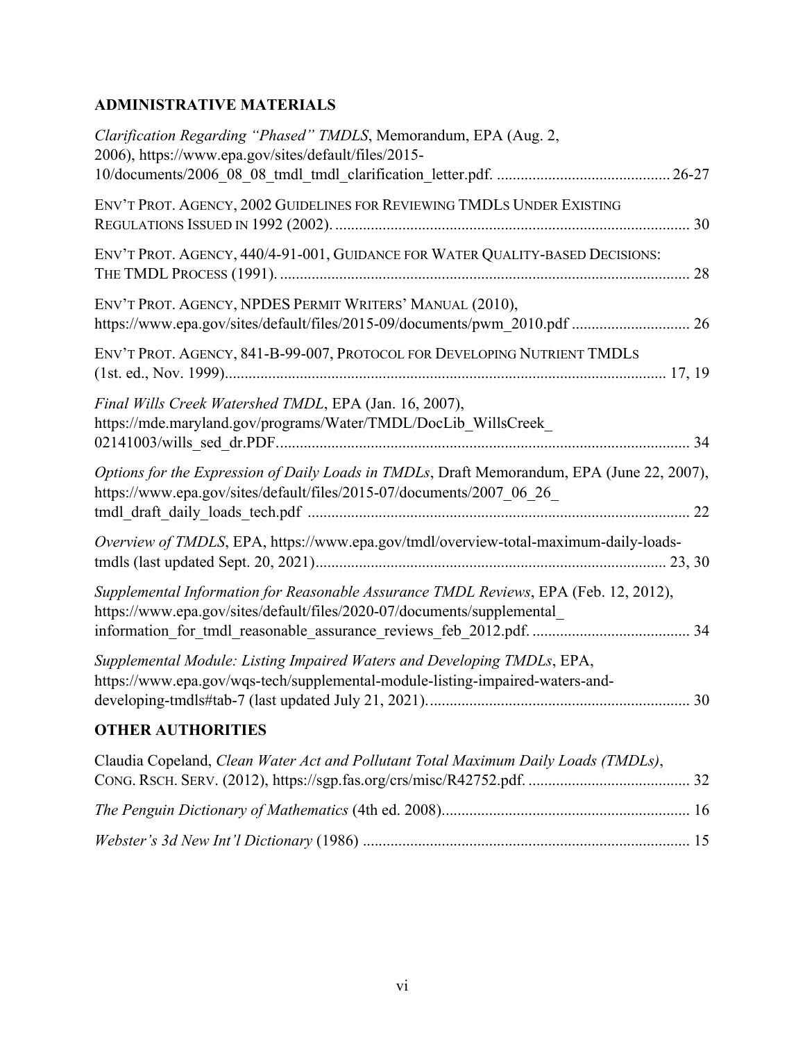## ADMINISTRATIVE MATERIALS

*Clarification Regarding "Phased" TMDLS*, Memorandum, EPA (Aug. 2, 2006), https://www.epa.gov/sites/default/files/2015-10/documents/2006_08_08_tmdl_tmdl_clarification_letter.pdf. .......... 26-27

ENV'T PROT. AGENCY, 2002 GUIDELINES FOR REVIEWING TMDLS UNDER EXISTING REGULATIONS ISSUED IN 1992 (2002). .......... 30

ENV'T PROT. AGENCY, 440/4-91-001, GUIDANCE FOR WATER QUALITY-BASED DECISIONS: THE TMDL PROCESS (1991). .......... 28

ENV'T PROT. AGENCY, NPDES PERMIT WRITERS' MANUAL (2010), https://www.epa.gov/sites/default/files/2015-09/documents/pwm_2010.pdf .......... 26

ENV'T PROT. AGENCY, 841-B-99-007, PROTOCOL FOR DEVELOPING NUTRIENT TMDLS (1st. ed., Nov. 1999).......... 17, 19

*Final Wills Creek Watershed TMDL*, EPA (Jan. 16, 2007), https://mde.maryland.gov/programs/Water/TMDL/DocLib_WillsCreek_02141003/wills_sed_dr.PDF.......... 34

*Options for the Expression of Daily Loads in TMDLs*, Draft Memorandum, EPA (June 22, 2007), https://www.epa.gov/sites/default/files/2015-07/documents/2007_06_26_tmdl_draft_daily_loads_tech.pdf .......... 22

*Overview of TMDLS*, EPA, https://www.epa.gov/tmdl/overview-total-maximum-daily-loads-tmdls (last updated Sept. 20, 2021).......... 23, 30

*Supplemental Information for Reasonable Assurance TMDL Reviews*, EPA (Feb. 12, 2012), https://www.epa.gov/sites/default/files/2020-07/documents/supplemental_information_for_tmdl_reasonable_assurance_reviews_feb_2012.pdf. .......... 34

*Supplemental Module: Listing Impaired Waters and Developing TMDLs*, EPA, https://www.epa.gov/wqs-tech/supplemental-module-listing-impaired-waters-and-developing-tmdls#tab-7 (last updated July 21, 2021).......... 30

## OTHER AUTHORITIES

Claudia Copeland, *Clean Water Act and Pollutant Total Maximum Daily Loads (TMDLs)*, CONG. RSCH. SERV. (2012), https://sgp.fas.org/crs/misc/R42752.pdf. .......... 32

*The Penguin Dictionary of Mathematics* (4th ed. 2008).......... 16

*Webster's 3d New Int'l Dictionary* (1986) .......... 15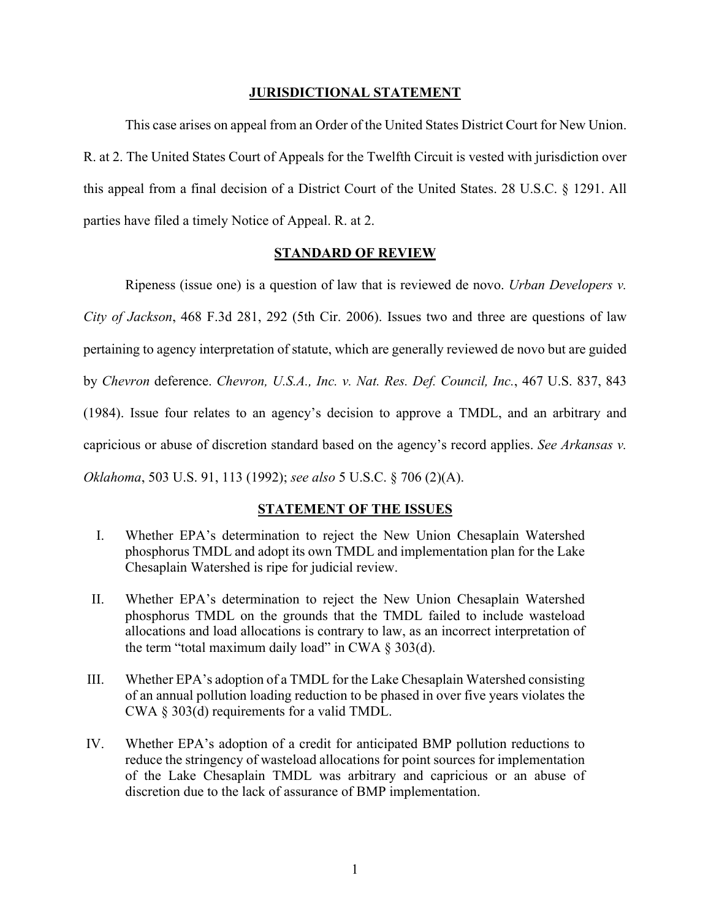## JURISDICTIONAL STATEMENT

This case arises on appeal from an Order of the United States District Court for New Union. R. at 2. The United States Court of Appeals for the Twelfth Circuit is vested with jurisdiction over this appeal from a final decision of a District Court of the United States. 28 U.S.C. § 1291. All parties have filed a timely Notice of Appeal. R. at 2.

## STANDARD OF REVIEW

Ripeness (issue one) is a question of law that is reviewed de novo. *Urban Developers v. City of Jackson*, 468 F.3d 281, 292 (5th Cir. 2006). Issues two and three are questions of law pertaining to agency interpretation of statute, which are generally reviewed de novo but are guided by *Chevron* deference. *Chevron, U.S.A., Inc. v. Nat. Res. Def. Council, Inc.*, 467 U.S. 837, 843 (1984). Issue four relates to an agency's decision to approve a TMDL, and an arbitrary and capricious or abuse of discretion standard based on the agency's record applies. *See Arkansas v. Oklahoma*, 503 U.S. 91, 113 (1992); *see also* 5 U.S.C. § 706 (2)(A).

## STATEMENT OF THE ISSUES

I. Whether EPA's determination to reject the New Union Chesaplain Watershed phosphorus TMDL and adopt its own TMDL and implementation plan for the Lake Chesaplain Watershed is ripe for judicial review.

II. Whether EPA's determination to reject the New Union Chesaplain Watershed phosphorus TMDL on the grounds that the TMDL failed to include wasteload allocations and load allocations is contrary to law, as an incorrect interpretation of the term "total maximum daily load" in CWA § 303(d).

III. Whether EPA's adoption of a TMDL for the Lake Chesaplain Watershed consisting of an annual pollution loading reduction to be phased in over five years violates the CWA § 303(d) requirements for a valid TMDL.

IV. Whether EPA's adoption of a credit for anticipated BMP pollution reductions to reduce the stringency of wasteload allocations for point sources for implementation of the Lake Chesaplain TMDL was arbitrary and capricious or an abuse of discretion due to the lack of assurance of BMP implementation.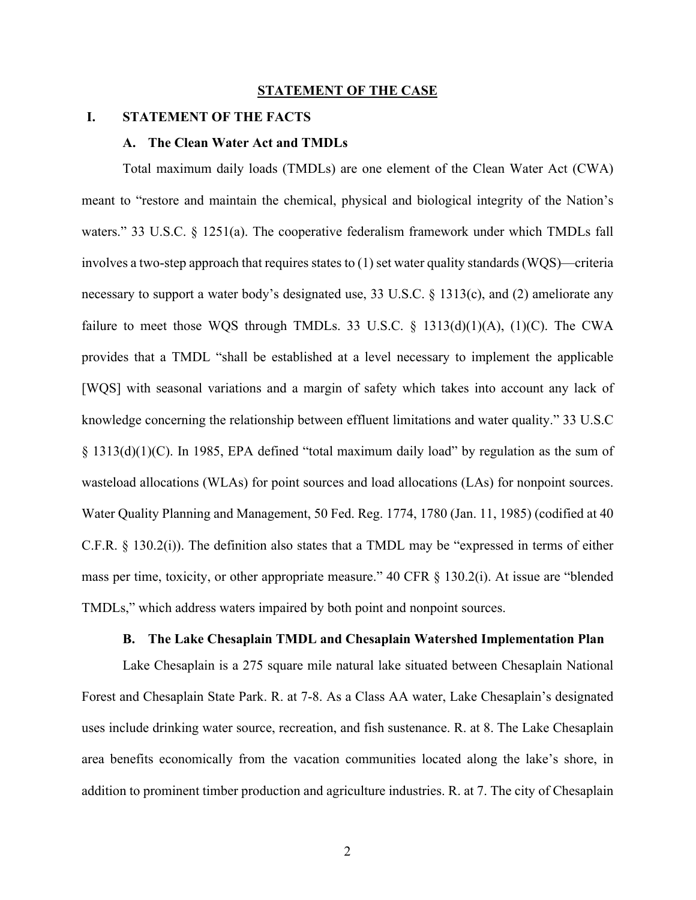## STATEMENT OF THE CASE

### I. STATEMENT OF THE FACTS

#### A. The Clean Water Act and TMDLs

Total maximum daily loads (TMDLs) are one element of the Clean Water Act (CWA) meant to "restore and maintain the chemical, physical and biological integrity of the Nation's waters." 33 U.S.C. § 1251(a). The cooperative federalism framework under which TMDLs fall involves a two-step approach that requires states to (1) set water quality standards (WQS)—criteria necessary to support a water body's designated use, 33 U.S.C. § 1313(c), and (2) ameliorate any failure to meet those WQS through TMDLs. 33 U.S.C. § 1313(d)(1)(A), (1)(C). The CWA provides that a TMDL "shall be established at a level necessary to implement the applicable [WQS] with seasonal variations and a margin of safety which takes into account any lack of knowledge concerning the relationship between effluent limitations and water quality." 33 U.S.C § 1313(d)(1)(C). In 1985, EPA defined "total maximum daily load" by regulation as the sum of wasteload allocations (WLAs) for point sources and load allocations (LAs) for nonpoint sources. Water Quality Planning and Management, 50 Fed. Reg. 1774, 1780 (Jan. 11, 1985) (codified at 40 C.F.R. § 130.2(i)). The definition also states that a TMDL may be "expressed in terms of either mass per time, toxicity, or other appropriate measure." 40 CFR § 130.2(i). At issue are "blended TMDLs," which address waters impaired by both point and nonpoint sources.

#### B. The Lake Chesaplain TMDL and Chesaplain Watershed Implementation Plan

Lake Chesaplain is a 275 square mile natural lake situated between Chesaplain National Forest and Chesaplain State Park. R. at 7-8. As a Class AA water, Lake Chesaplain's designated uses include drinking water source, recreation, and fish sustenance. R. at 8. The Lake Chesaplain area benefits economically from the vacation communities located along the lake's shore, in addition to prominent timber production and agriculture industries. R. at 7. The city of Chesaplain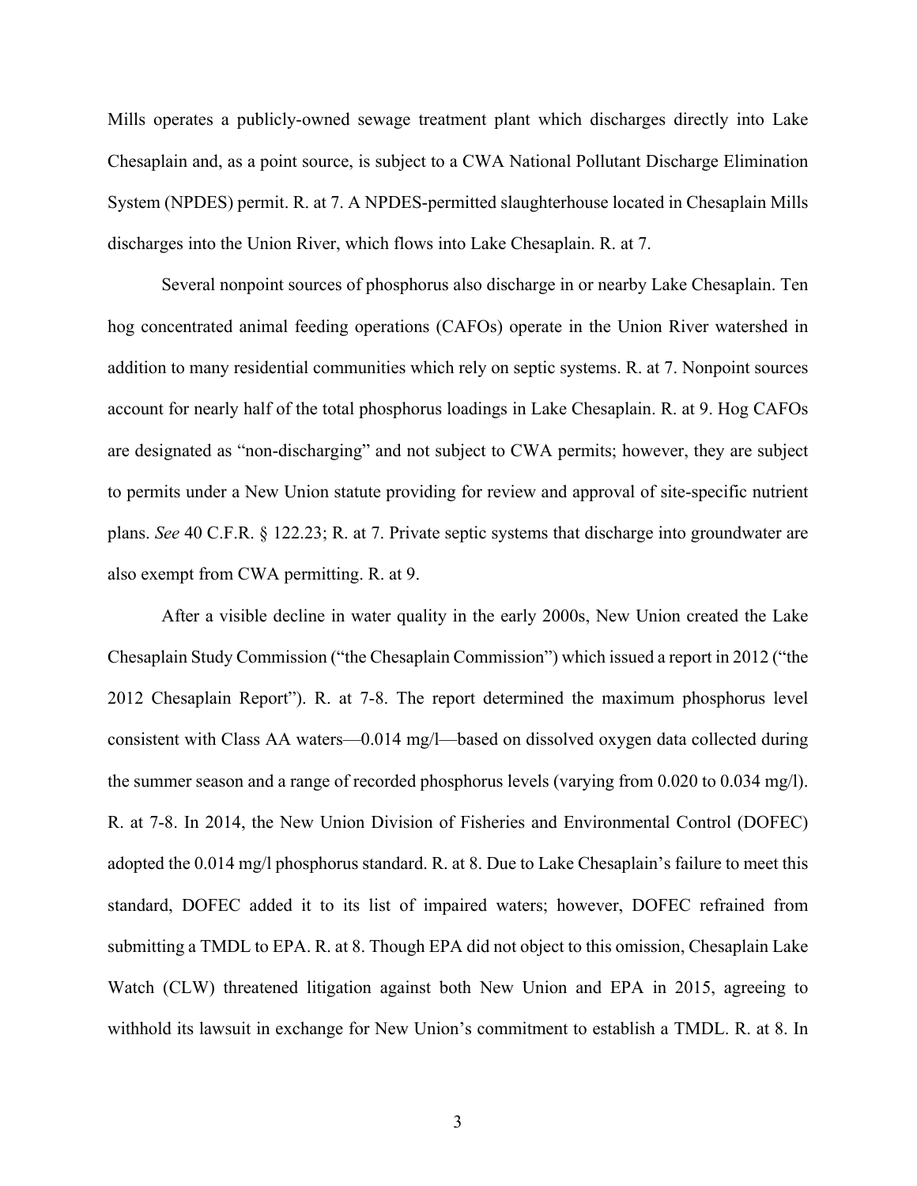Mills operates a publicly-owned sewage treatment plant which discharges directly into Lake Chesaplain and, as a point source, is subject to a CWA National Pollutant Discharge Elimination System (NPDES) permit. R. at 7. A NPDES-permitted slaughterhouse located in Chesaplain Mills discharges into the Union River, which flows into Lake Chesaplain. R. at 7.

Several nonpoint sources of phosphorus also discharge in or nearby Lake Chesaplain. Ten hog concentrated animal feeding operations (CAFOs) operate in the Union River watershed in addition to many residential communities which rely on septic systems. R. at 7. Nonpoint sources account for nearly half of the total phosphorus loadings in Lake Chesaplain. R. at 9. Hog CAFOs are designated as "non-discharging" and not subject to CWA permits; however, they are subject to permits under a New Union statute providing for review and approval of site-specific nutrient plans. *See* 40 C.F.R. § 122.23; R. at 7. Private septic systems that discharge into groundwater are also exempt from CWA permitting. R. at 9.

After a visible decline in water quality in the early 2000s, New Union created the Lake Chesaplain Study Commission ("the Chesaplain Commission") which issued a report in 2012 ("the 2012 Chesaplain Report"). R. at 7-8. The report determined the maximum phosphorus level consistent with Class AA waters—0.014 mg/l—based on dissolved oxygen data collected during the summer season and a range of recorded phosphorus levels (varying from 0.020 to 0.034 mg/l). R. at 7-8. In 2014, the New Union Division of Fisheries and Environmental Control (DOFEC) adopted the 0.014 mg/l phosphorus standard. R. at 8. Due to Lake Chesaplain's failure to meet this standard, DOFEC added it to its list of impaired waters; however, DOFEC refrained from submitting a TMDL to EPA. R. at 8. Though EPA did not object to this omission, Chesaplain Lake Watch (CLW) threatened litigation against both New Union and EPA in 2015, agreeing to withhold its lawsuit in exchange for New Union's commitment to establish a TMDL. R. at 8. In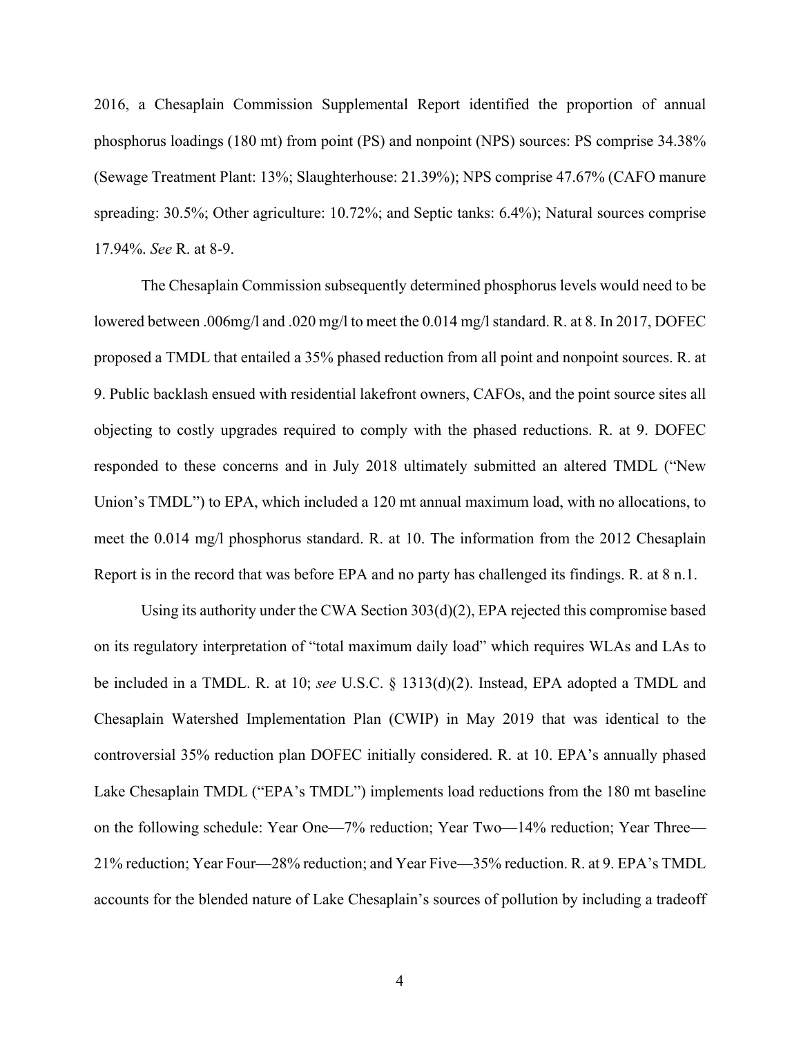2016, a Chesaplain Commission Supplemental Report identified the proportion of annual phosphorus loadings (180 mt) from point (PS) and nonpoint (NPS) sources: PS comprise 34.38% (Sewage Treatment Plant: 13%; Slaughterhouse: 21.39%); NPS comprise 47.67% (CAFO manure spreading: 30.5%; Other agriculture: 10.72%; and Septic tanks: 6.4%); Natural sources comprise 17.94%. *See* R. at 8-9.

The Chesaplain Commission subsequently determined phosphorus levels would need to be lowered between .006mg/l and .020 mg/l to meet the 0.014 mg/l standard. R. at 8. In 2017, DOFEC proposed a TMDL that entailed a 35% phased reduction from all point and nonpoint sources. R. at 9. Public backlash ensued with residential lakefront owners, CAFOs, and the point source sites all objecting to costly upgrades required to comply with the phased reductions. R. at 9. DOFEC responded to these concerns and in July 2018 ultimately submitted an altered TMDL ("New Union's TMDL") to EPA, which included a 120 mt annual maximum load, with no allocations, to meet the 0.014 mg/l phosphorus standard. R. at 10. The information from the 2012 Chesaplain Report is in the record that was before EPA and no party has challenged its findings. R. at 8 n.1.

Using its authority under the CWA Section 303(d)(2), EPA rejected this compromise based on its regulatory interpretation of "total maximum daily load" which requires WLAs and LAs to be included in a TMDL. R. at 10; *see* U.S.C. § 1313(d)(2). Instead, EPA adopted a TMDL and Chesaplain Watershed Implementation Plan (CWIP) in May 2019 that was identical to the controversial 35% reduction plan DOFEC initially considered. R. at 10. EPA's annually phased Lake Chesaplain TMDL ("EPA's TMDL") implements load reductions from the 180 mt baseline on the following schedule: Year One—7% reduction; Year Two—14% reduction; Year Three—21% reduction; Year Four—28% reduction; and Year Five—35% reduction. R. at 9. EPA's TMDL accounts for the blended nature of Lake Chesaplain's sources of pollution by including a tradeoff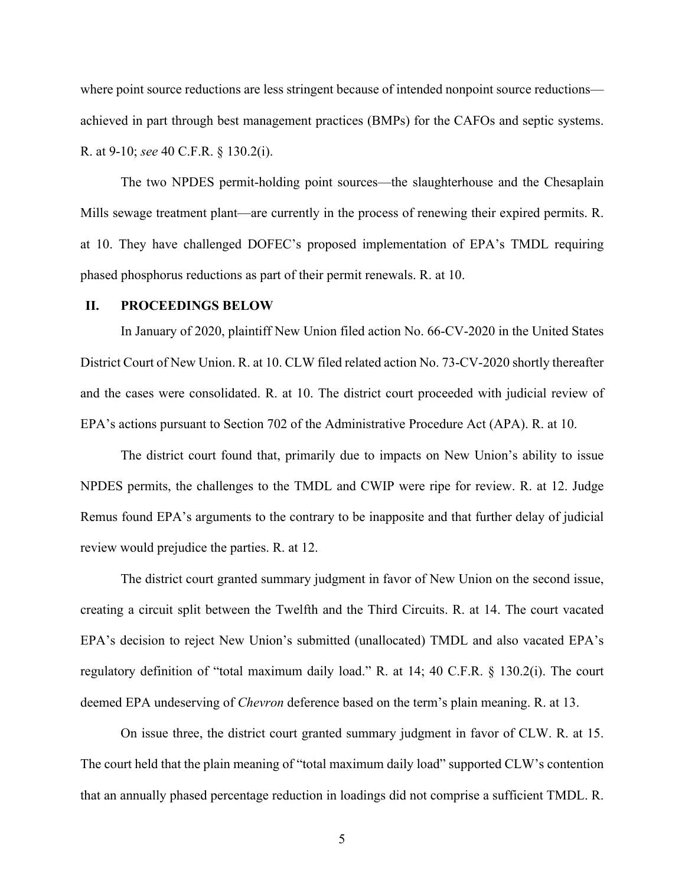where point source reductions are less stringent because of intended nonpoint source reductions—achieved in part through best management practices (BMPs) for the CAFOs and septic systems. R. at 9-10; *see* 40 C.F.R. § 130.2(i).

The two NPDES permit-holding point sources—the slaughterhouse and the Chesaplain Mills sewage treatment plant—are currently in the process of renewing their expired permits. R. at 10. They have challenged DOFEC's proposed implementation of EPA's TMDL requiring phased phosphorus reductions as part of their permit renewals. R. at 10.

## II. PROCEEDINGS BELOW

In January of 2020, plaintiff New Union filed action No. 66-CV-2020 in the United States District Court of New Union. R. at 10. CLW filed related action No. 73-CV-2020 shortly thereafter and the cases were consolidated. R. at 10. The district court proceeded with judicial review of EPA's actions pursuant to Section 702 of the Administrative Procedure Act (APA). R. at 10.

The district court found that, primarily due to impacts on New Union's ability to issue NPDES permits, the challenges to the TMDL and CWIP were ripe for review. R. at 12. Judge Remus found EPA's arguments to the contrary to be inapposite and that further delay of judicial review would prejudice the parties. R. at 12.

The district court granted summary judgment in favor of New Union on the second issue, creating a circuit split between the Twelfth and the Third Circuits. R. at 14. The court vacated EPA's decision to reject New Union's submitted (unallocated) TMDL and also vacated EPA's regulatory definition of "total maximum daily load." R. at 14; 40 C.F.R. § 130.2(i). The court deemed EPA undeserving of *Chevron* deference based on the term's plain meaning. R. at 13.

On issue three, the district court granted summary judgment in favor of CLW. R. at 15. The court held that the plain meaning of "total maximum daily load" supported CLW's contention that an annually phased percentage reduction in loadings did not comprise a sufficient TMDL. R.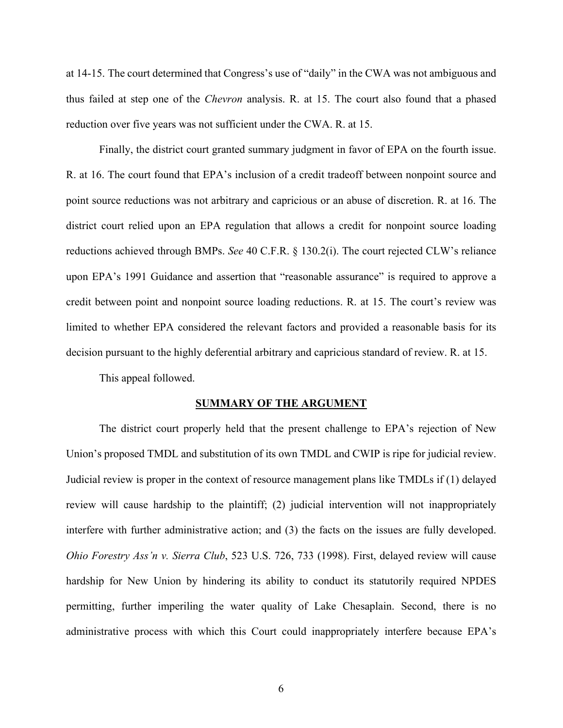at 14-15. The court determined that Congress's use of "daily" in the CWA was not ambiguous and thus failed at step one of the *Chevron* analysis. R. at 15. The court also found that a phased reduction over five years was not sufficient under the CWA. R. at 15.

Finally, the district court granted summary judgment in favor of EPA on the fourth issue. R. at 16. The court found that EPA's inclusion of a credit tradeoff between nonpoint source and point source reductions was not arbitrary and capricious or an abuse of discretion. R. at 16. The district court relied upon an EPA regulation that allows a credit for nonpoint source loading reductions achieved through BMPs. *See* 40 C.F.R. § 130.2(i). The court rejected CLW's reliance upon EPA's 1991 Guidance and assertion that "reasonable assurance" is required to approve a credit between point and nonpoint source loading reductions. R. at 15. The court's review was limited to whether EPA considered the relevant factors and provided a reasonable basis for its decision pursuant to the highly deferential arbitrary and capricious standard of review. R. at 15.

This appeal followed.

## SUMMARY OF THE ARGUMENT

The district court properly held that the present challenge to EPA's rejection of New Union's proposed TMDL and substitution of its own TMDL and CWIP is ripe for judicial review. Judicial review is proper in the context of resource management plans like TMDLs if (1) delayed review will cause hardship to the plaintiff; (2) judicial intervention will not inappropriately interfere with further administrative action; and (3) the facts on the issues are fully developed. *Ohio Forestry Ass'n v. Sierra Club*, 523 U.S. 726, 733 (1998). First, delayed review will cause hardship for New Union by hindering its ability to conduct its statutorily required NPDES permitting, further imperiling the water quality of Lake Chesaplain. Second, there is no administrative process with which this Court could inappropriately interfere because EPA's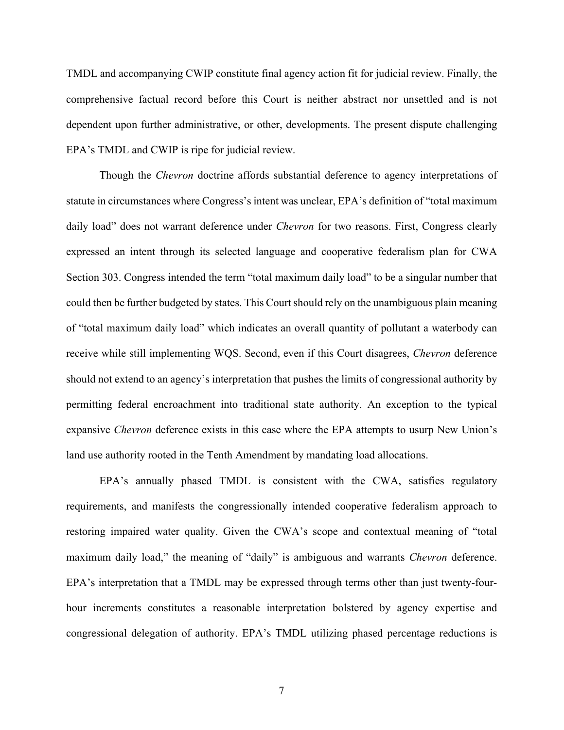TMDL and accompanying CWIP constitute final agency action fit for judicial review. Finally, the comprehensive factual record before this Court is neither abstract nor unsettled and is not dependent upon further administrative, or other, developments. The present dispute challenging EPA's TMDL and CWIP is ripe for judicial review.

Though the *Chevron* doctrine affords substantial deference to agency interpretations of statute in circumstances where Congress's intent was unclear, EPA's definition of "total maximum daily load" does not warrant deference under *Chevron* for two reasons. First, Congress clearly expressed an intent through its selected language and cooperative federalism plan for CWA Section 303. Congress intended the term "total maximum daily load" to be a singular number that could then be further budgeted by states. This Court should rely on the unambiguous plain meaning of "total maximum daily load" which indicates an overall quantity of pollutant a waterbody can receive while still implementing WQS. Second, even if this Court disagrees, *Chevron* deference should not extend to an agency's interpretation that pushes the limits of congressional authority by permitting federal encroachment into traditional state authority. An exception to the typical expansive *Chevron* deference exists in this case where the EPA attempts to usurp New Union's land use authority rooted in the Tenth Amendment by mandating load allocations.

EPA's annually phased TMDL is consistent with the CWA, satisfies regulatory requirements, and manifests the congressionally intended cooperative federalism approach to restoring impaired water quality. Given the CWA's scope and contextual meaning of "total maximum daily load," the meaning of "daily" is ambiguous and warrants *Chevron* deference. EPA's interpretation that a TMDL may be expressed through terms other than just twenty-four-hour increments constitutes a reasonable interpretation bolstered by agency expertise and congressional delegation of authority. EPA's TMDL utilizing phased percentage reductions is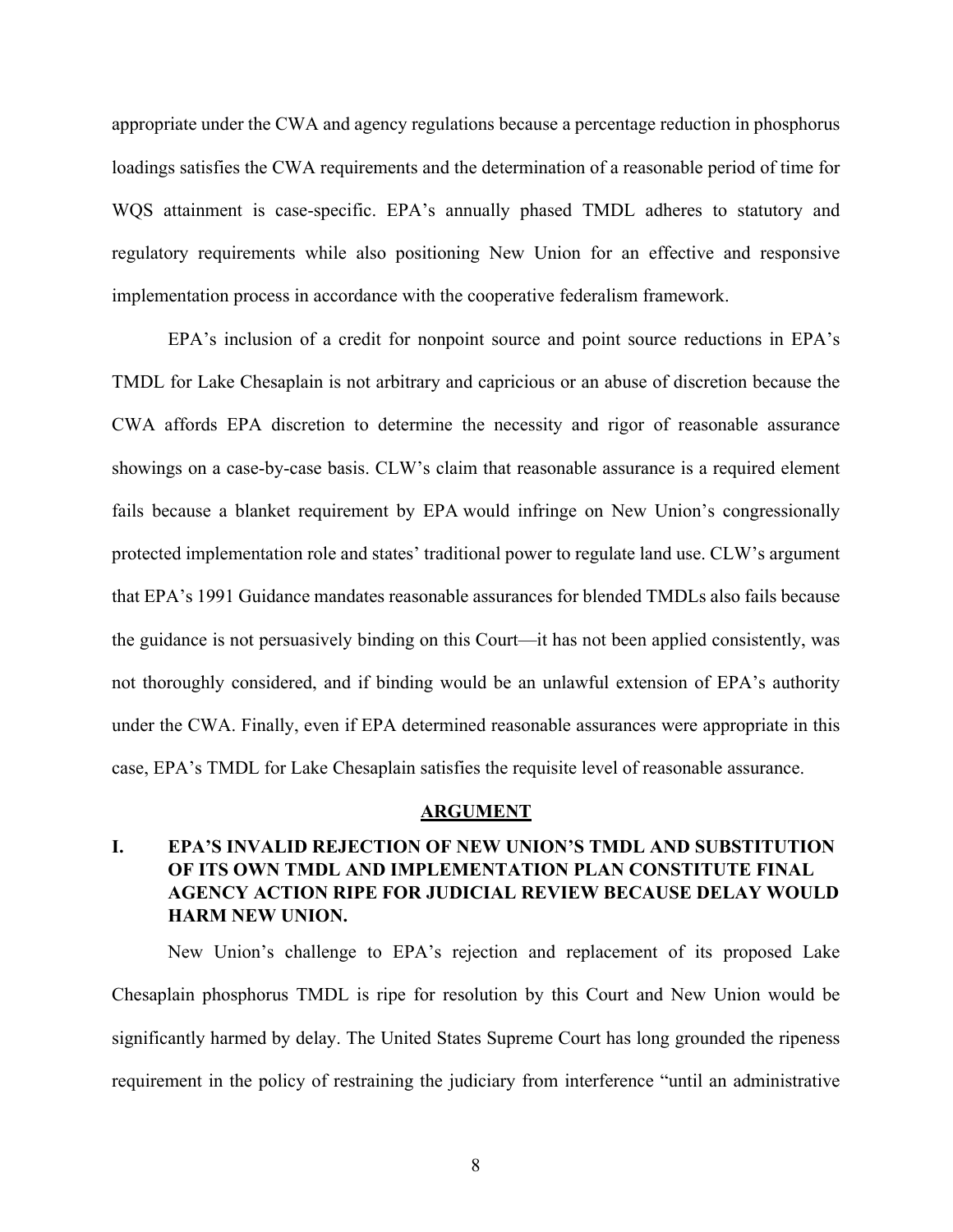appropriate under the CWA and agency regulations because a percentage reduction in phosphorus loadings satisfies the CWA requirements and the determination of a reasonable period of time for WQS attainment is case-specific. EPA's annually phased TMDL adheres to statutory and regulatory requirements while also positioning New Union for an effective and responsive implementation process in accordance with the cooperative federalism framework.

EPA's inclusion of a credit for nonpoint source and point source reductions in EPA's TMDL for Lake Chesaplain is not arbitrary and capricious or an abuse of discretion because the CWA affords EPA discretion to determine the necessity and rigor of reasonable assurance showings on a case-by-case basis. CLW's claim that reasonable assurance is a required element fails because a blanket requirement by EPA would infringe on New Union's congressionally protected implementation role and states' traditional power to regulate land use. CLW's argument that EPA's 1991 Guidance mandates reasonable assurances for blended TMDLs also fails because the guidance is not persuasively binding on this Court—it has not been applied consistently, was not thoroughly considered, and if binding would be an unlawful extension of EPA's authority under the CWA. Finally, even if EPA determined reasonable assurances were appropriate in this case, EPA's TMDL for Lake Chesaplain satisfies the requisite level of reasonable assurance.

## ARGUMENT

### I. EPA'S INVALID REJECTION OF NEW UNION'S TMDL AND SUBSTITUTION OF ITS OWN TMDL AND IMPLEMENTATION PLAN CONSTITUTE FINAL AGENCY ACTION RIPE FOR JUDICIAL REVIEW BECAUSE DELAY WOULD HARM NEW UNION.

New Union's challenge to EPA's rejection and replacement of its proposed Lake Chesaplain phosphorus TMDL is ripe for resolution by this Court and New Union would be significantly harmed by delay. The United States Supreme Court has long grounded the ripeness requirement in the policy of restraining the judiciary from interference "until an administrative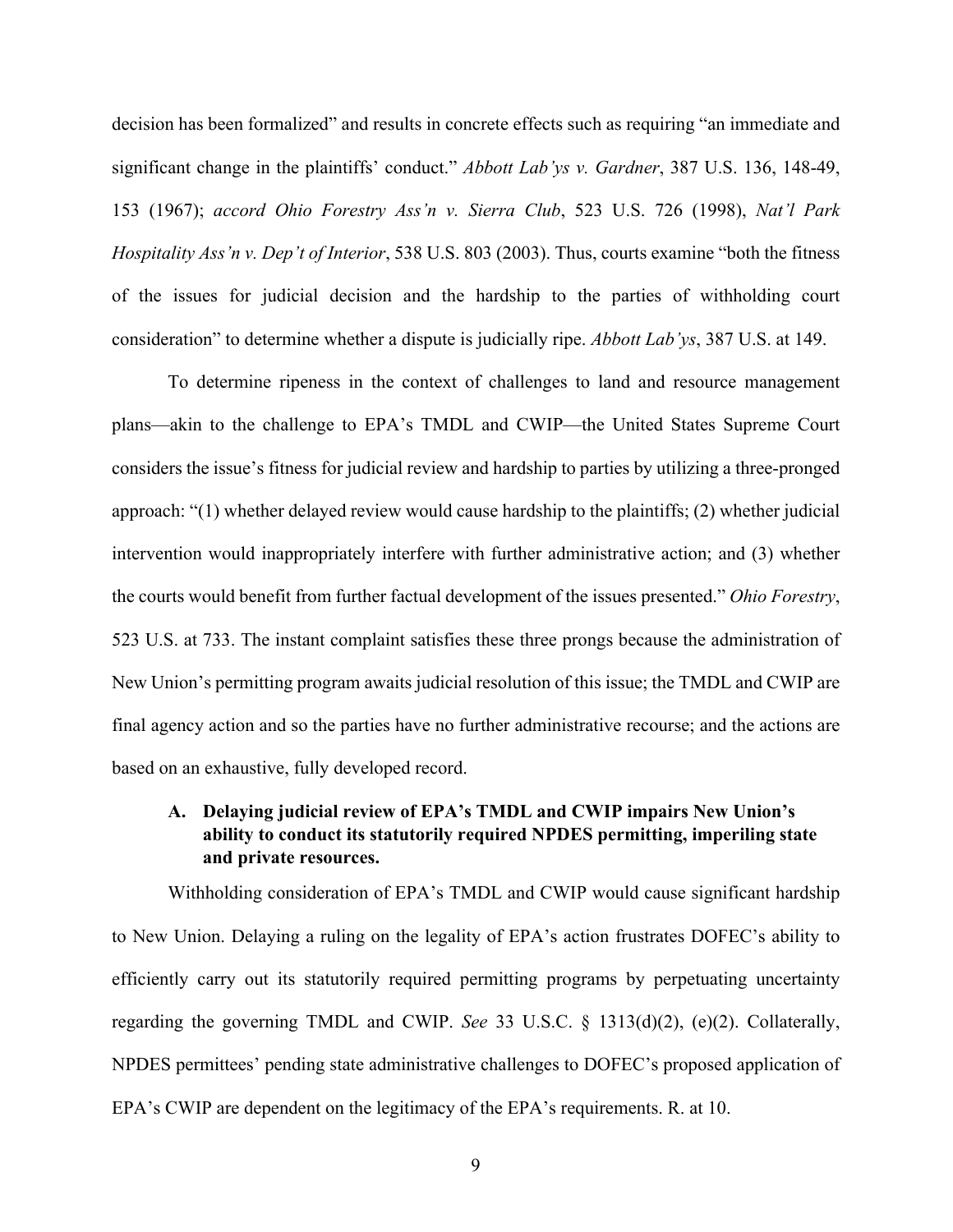decision has been formalized" and results in concrete effects such as requiring "an immediate and significant change in the plaintiffs' conduct." *Abbott Lab'ys v. Gardner*, 387 U.S. 136, 148-49, 153 (1967); *accord Ohio Forestry Ass'n v. Sierra Club*, 523 U.S. 726 (1998), *Nat'l Park Hospitality Ass'n v. Dep't of Interior*, 538 U.S. 803 (2003). Thus, courts examine "both the fitness of the issues for judicial decision and the hardship to the parties of withholding court consideration" to determine whether a dispute is judicially ripe. *Abbott Lab'ys*, 387 U.S. at 149.

To determine ripeness in the context of challenges to land and resource management plans—akin to the challenge to EPA's TMDL and CWIP—the United States Supreme Court considers the issue's fitness for judicial review and hardship to parties by utilizing a three-pronged approach: "(1) whether delayed review would cause hardship to the plaintiffs; (2) whether judicial intervention would inappropriately interfere with further administrative action; and (3) whether the courts would benefit from further factual development of the issues presented." *Ohio Forestry*, 523 U.S. at 733. The instant complaint satisfies these three prongs because the administration of New Union's permitting program awaits judicial resolution of this issue; the TMDL and CWIP are final agency action and so the parties have no further administrative recourse; and the actions are based on an exhaustive, fully developed record.

### A. Delaying judicial review of EPA's TMDL and CWIP impairs New Union's ability to conduct its statutorily required NPDES permitting, imperiling state and private resources.

Withholding consideration of EPA's TMDL and CWIP would cause significant hardship to New Union. Delaying a ruling on the legality of EPA's action frustrates DOFEC's ability to efficiently carry out its statutorily required permitting programs by perpetuating uncertainty regarding the governing TMDL and CWIP. *See* 33 U.S.C. § 1313(d)(2), (e)(2). Collaterally, NPDES permittees' pending state administrative challenges to DOFEC's proposed application of EPA's CWIP are dependent on the legitimacy of the EPA's requirements. R. at 10.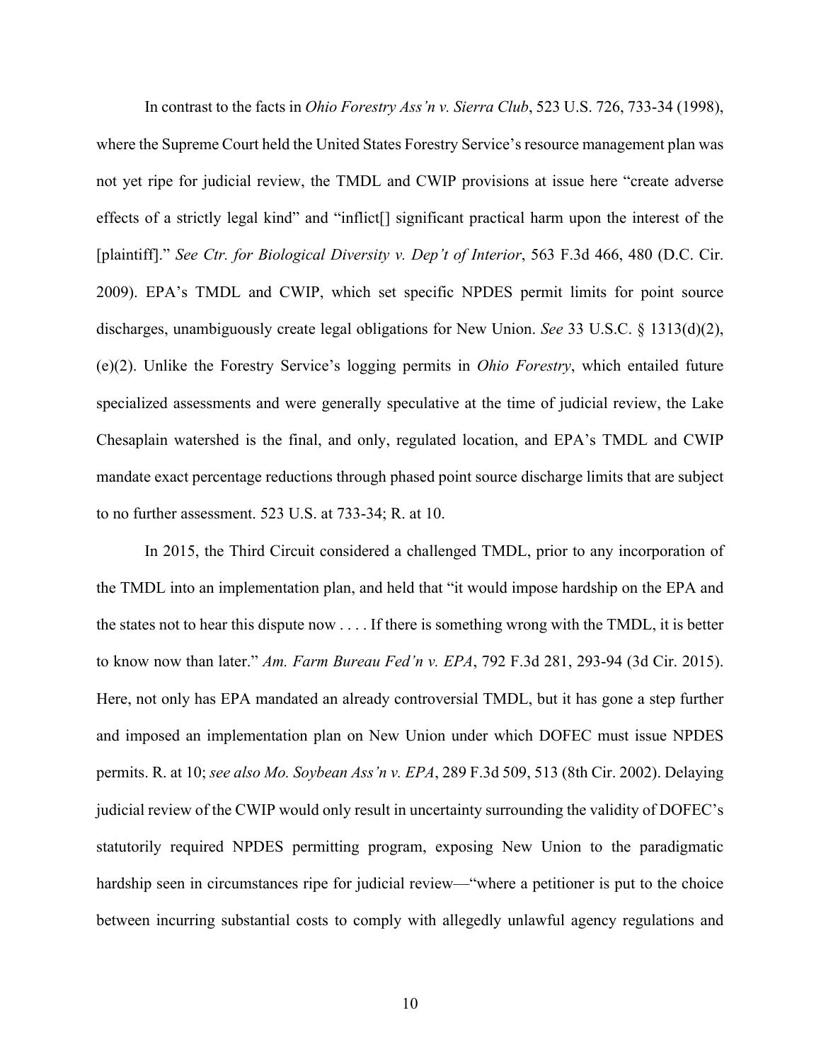In contrast to the facts in *Ohio Forestry Ass'n v. Sierra Club*, 523 U.S. 726, 733-34 (1998), where the Supreme Court held the United States Forestry Service's resource management plan was not yet ripe for judicial review, the TMDL and CWIP provisions at issue here "create adverse effects of a strictly legal kind" and "inflict[] significant practical harm upon the interest of the [plaintiff]." *See Ctr. for Biological Diversity v. Dep't of Interior*, 563 F.3d 466, 480 (D.C. Cir. 2009). EPA's TMDL and CWIP, which set specific NPDES permit limits for point source discharges, unambiguously create legal obligations for New Union. *See* 33 U.S.C. § 1313(d)(2), (e)(2). Unlike the Forestry Service's logging permits in *Ohio Forestry*, which entailed future specialized assessments and were generally speculative at the time of judicial review, the Lake Chesaplain watershed is the final, and only, regulated location, and EPA's TMDL and CWIP mandate exact percentage reductions through phased point source discharge limits that are subject to no further assessment. 523 U.S. at 733-34; R. at 10.

In 2015, the Third Circuit considered a challenged TMDL, prior to any incorporation of the TMDL into an implementation plan, and held that "it would impose hardship on the EPA and the states not to hear this dispute now . . . . If there is something wrong with the TMDL, it is better to know now than later." *Am. Farm Bureau Fed'n v. EPA*, 792 F.3d 281, 293-94 (3d Cir. 2015). Here, not only has EPA mandated an already controversial TMDL, but it has gone a step further and imposed an implementation plan on New Union under which DOFEC must issue NPDES permits. R. at 10; *see also Mo. Soybean Ass'n v. EPA*, 289 F.3d 509, 513 (8th Cir. 2002). Delaying judicial review of the CWIP would only result in uncertainty surrounding the validity of DOFEC's statutorily required NPDES permitting program, exposing New Union to the paradigmatic hardship seen in circumstances ripe for judicial review—"where a petitioner is put to the choice between incurring substantial costs to comply with allegedly unlawful agency regulations and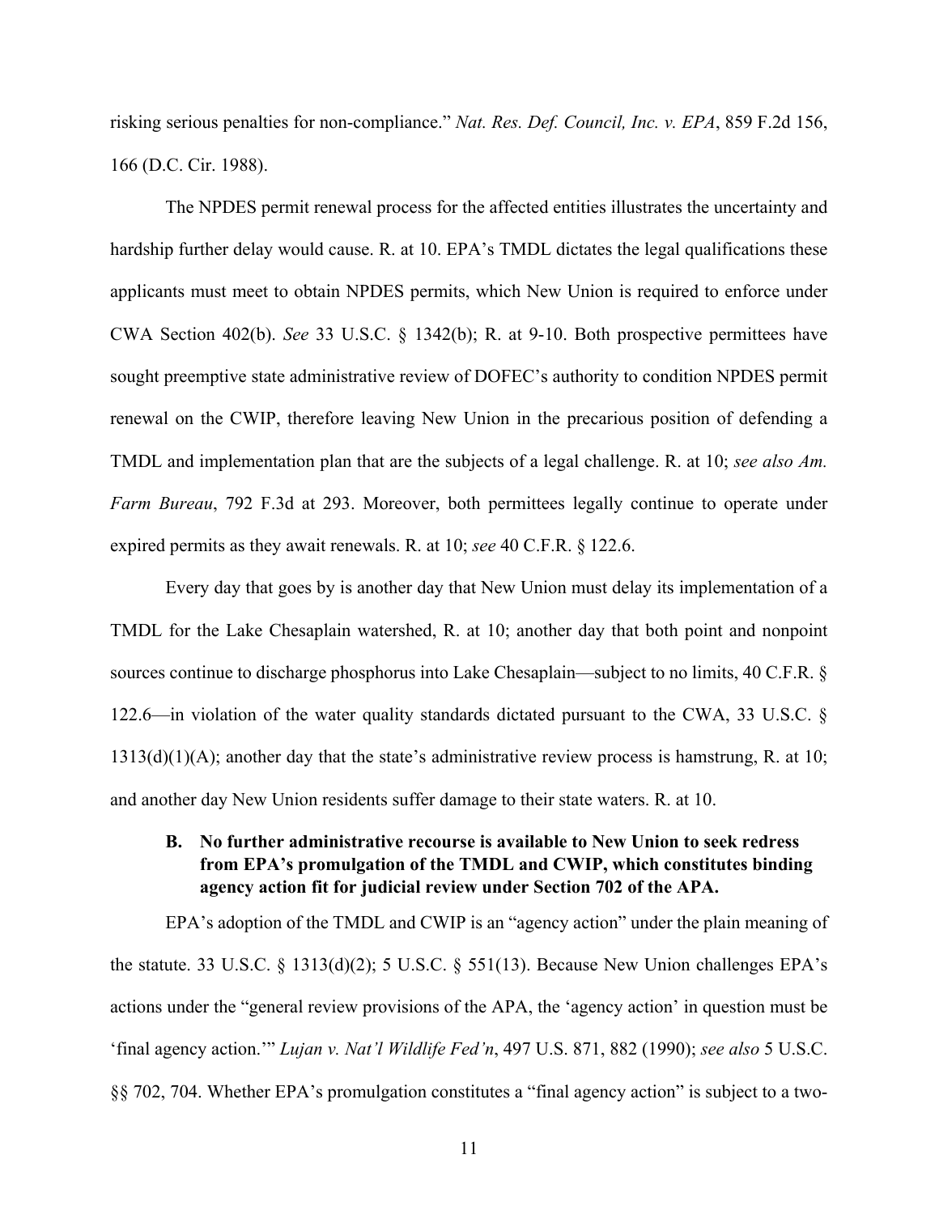risking serious penalties for non-compliance." *Nat. Res. Def. Council, Inc. v. EPA*, 859 F.2d 156, 166 (D.C. Cir. 1988).

The NPDES permit renewal process for the affected entities illustrates the uncertainty and hardship further delay would cause. R. at 10. EPA's TMDL dictates the legal qualifications these applicants must meet to obtain NPDES permits, which New Union is required to enforce under CWA Section 402(b). *See* 33 U.S.C. § 1342(b); R. at 9-10. Both prospective permittees have sought preemptive state administrative review of DOFEC's authority to condition NPDES permit renewal on the CWIP, therefore leaving New Union in the precarious position of defending a TMDL and implementation plan that are the subjects of a legal challenge. R. at 10; *see also Am. Farm Bureau*, 792 F.3d at 293. Moreover, both permittees legally continue to operate under expired permits as they await renewals. R. at 10; *see* 40 C.F.R. § 122.6.

Every day that goes by is another day that New Union must delay its implementation of a TMDL for the Lake Chesaplain watershed, R. at 10; another day that both point and nonpoint sources continue to discharge phosphorus into Lake Chesaplain—subject to no limits, 40 C.F.R. § 122.6—in violation of the water quality standards dictated pursuant to the CWA, 33 U.S.C. § 1313(d)(1)(A); another day that the state's administrative review process is hamstrung, R. at 10; and another day New Union residents suffer damage to their state waters. R. at 10.

### B. No further administrative recourse is available to New Union to seek redress from EPA's promulgation of the TMDL and CWIP, which constitutes binding agency action fit for judicial review under Section 702 of the APA.

EPA's adoption of the TMDL and CWIP is an "agency action" under the plain meaning of the statute. 33 U.S.C. § 1313(d)(2); 5 U.S.C. § 551(13). Because New Union challenges EPA's actions under the "general review provisions of the APA, the 'agency action' in question must be 'final agency action.'" *Lujan v. Nat'l Wildlife Fed'n*, 497 U.S. 871, 882 (1990); *see also* 5 U.S.C. §§ 702, 704. Whether EPA's promulgation constitutes a "final agency action" is subject to a two-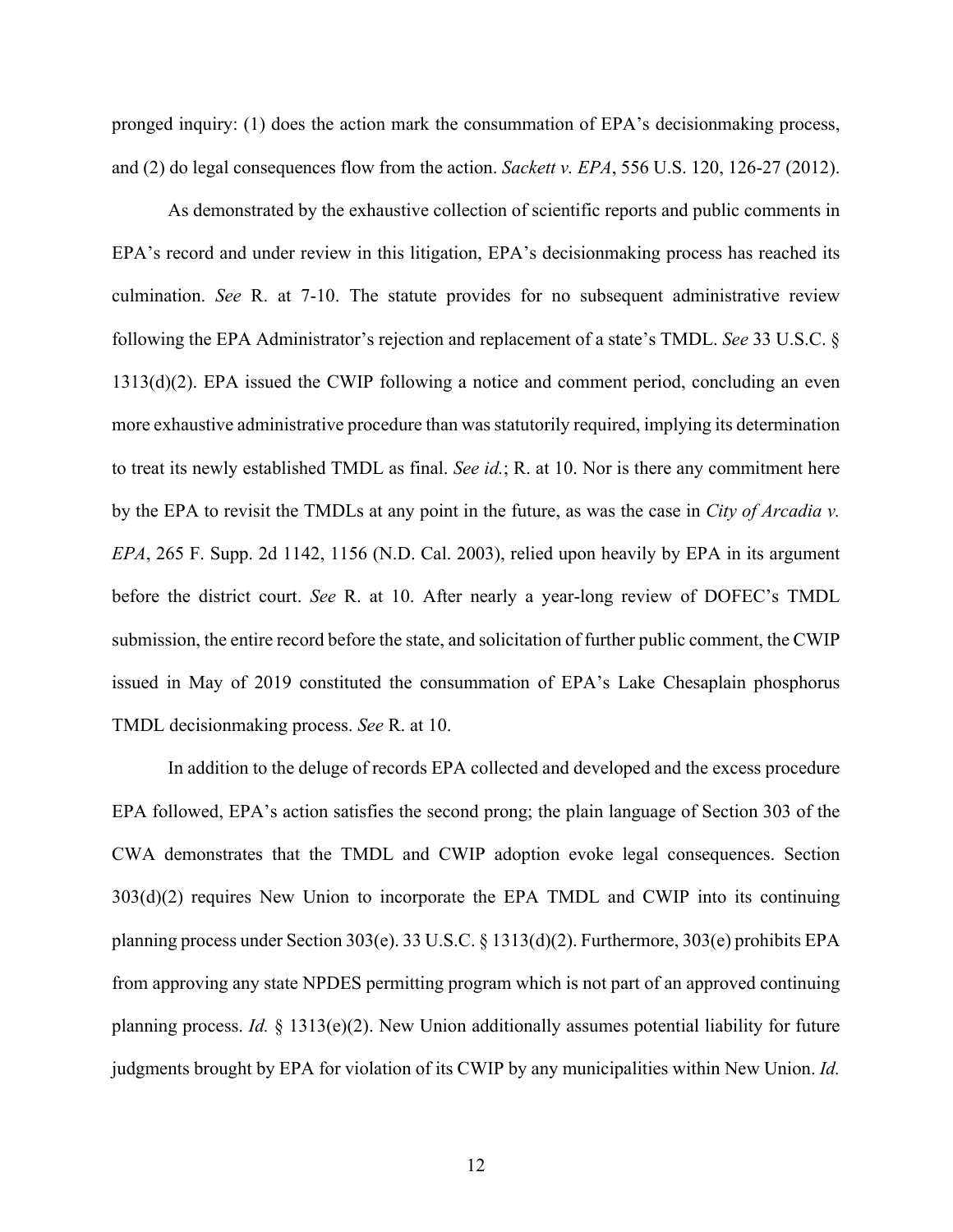pronged inquiry: (1) does the action mark the consummation of EPA's decisionmaking process, and (2) do legal consequences flow from the action. *Sackett v. EPA*, 556 U.S. 120, 126-27 (2012).

As demonstrated by the exhaustive collection of scientific reports and public comments in EPA's record and under review in this litigation, EPA's decisionmaking process has reached its culmination. *See* R. at 7-10. The statute provides for no subsequent administrative review following the EPA Administrator's rejection and replacement of a state's TMDL. *See* 33 U.S.C. § 1313(d)(2). EPA issued the CWIP following a notice and comment period, concluding an even more exhaustive administrative procedure than was statutorily required, implying its determination to treat its newly established TMDL as final. *See id.*; R. at 10. Nor is there any commitment here by the EPA to revisit the TMDLs at any point in the future, as was the case in *City of Arcadia v. EPA*, 265 F. Supp. 2d 1142, 1156 (N.D. Cal. 2003), relied upon heavily by EPA in its argument before the district court. *See* R. at 10. After nearly a year-long review of DOFEC's TMDL submission, the entire record before the state, and solicitation of further public comment, the CWIP issued in May of 2019 constituted the consummation of EPA's Lake Chesaplain phosphorus TMDL decisionmaking process. *See* R. at 10.

In addition to the deluge of records EPA collected and developed and the excess procedure EPA followed, EPA's action satisfies the second prong; the plain language of Section 303 of the CWA demonstrates that the TMDL and CWIP adoption evoke legal consequences. Section 303(d)(2) requires New Union to incorporate the EPA TMDL and CWIP into its continuing planning process under Section 303(e). 33 U.S.C. § 1313(d)(2). Furthermore, 303(e) prohibits EPA from approving any state NPDES permitting program which is not part of an approved continuing planning process. *Id.* § 1313(e)(2). New Union additionally assumes potential liability for future judgments brought by EPA for violation of its CWIP by any municipalities within New Union. *Id.*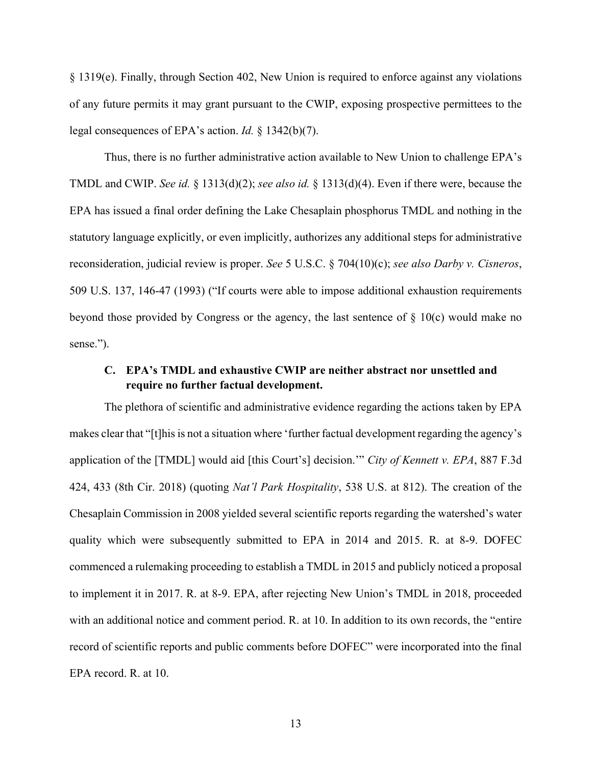§ 1319(e). Finally, through Section 402, New Union is required to enforce against any violations of any future permits it may grant pursuant to the CWIP, exposing prospective permittees to the legal consequences of EPA's action. *Id.* § 1342(b)(7).

Thus, there is no further administrative action available to New Union to challenge EPA's TMDL and CWIP. *See id.* § 1313(d)(2); *see also id.* § 1313(d)(4). Even if there were, because the EPA has issued a final order defining the Lake Chesaplain phosphorus TMDL and nothing in the statutory language explicitly, or even implicitly, authorizes any additional steps for administrative reconsideration, judicial review is proper. *See* 5 U.S.C. § 704(10)(c); *see also Darby v. Cisneros*, 509 U.S. 137, 146-47 (1993) ("If courts were able to impose additional exhaustion requirements beyond those provided by Congress or the agency, the last sentence of § 10(c) would make no sense.").

### C. EPA's TMDL and exhaustive CWIP are neither abstract nor unsettled and require no further factual development.

The plethora of scientific and administrative evidence regarding the actions taken by EPA makes clear that "[t]his is not a situation where 'further factual development regarding the agency's application of the [TMDL] would aid [this Court's] decision.'" *City of Kennett v. EPA*, 887 F.3d 424, 433 (8th Cir. 2018) (quoting *Nat'l Park Hospitality*, 538 U.S. at 812). The creation of the Chesaplain Commission in 2008 yielded several scientific reports regarding the watershed's water quality which were subsequently submitted to EPA in 2014 and 2015. R. at 8-9. DOFEC commenced a rulemaking proceeding to establish a TMDL in 2015 and publicly noticed a proposal to implement it in 2017. R. at 8-9. EPA, after rejecting New Union's TMDL in 2018, proceeded with an additional notice and comment period. R. at 10. In addition to its own records, the "entire record of scientific reports and public comments before DOFEC" were incorporated into the final EPA record. R. at 10.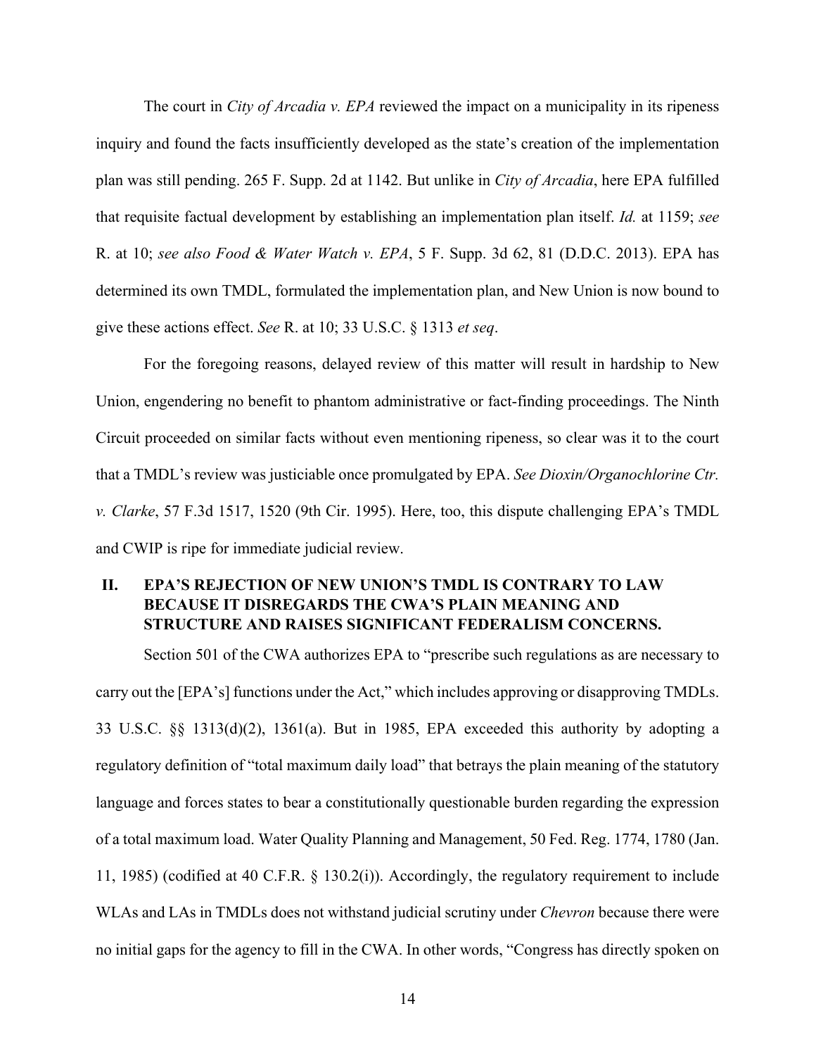The court in *City of Arcadia v. EPA* reviewed the impact on a municipality in its ripeness inquiry and found the facts insufficiently developed as the state's creation of the implementation plan was still pending. 265 F. Supp. 2d at 1142. But unlike in *City of Arcadia*, here EPA fulfilled that requisite factual development by establishing an implementation plan itself. *Id.* at 1159; *see* R. at 10; *see also Food & Water Watch v. EPA*, 5 F. Supp. 3d 62, 81 (D.D.C. 2013). EPA has determined its own TMDL, formulated the implementation plan, and New Union is now bound to give these actions effect. *See* R. at 10; 33 U.S.C. § 1313 *et seq*.

For the foregoing reasons, delayed review of this matter will result in hardship to New Union, engendering no benefit to phantom administrative or fact-finding proceedings. The Ninth Circuit proceeded on similar facts without even mentioning ripeness, so clear was it to the court that a TMDL's review was justiciable once promulgated by EPA. *See Dioxin/Organochlorine Ctr. v. Clarke*, 57 F.3d 1517, 1520 (9th Cir. 1995). Here, too, this dispute challenging EPA's TMDL and CWIP is ripe for immediate judicial review.

## II. EPA'S REJECTION OF NEW UNION'S TMDL IS CONTRARY TO LAW BECAUSE IT DISREGARDS THE CWA'S PLAIN MEANING AND STRUCTURE AND RAISES SIGNIFICANT FEDERALISM CONCERNS.

Section 501 of the CWA authorizes EPA to "prescribe such regulations as are necessary to carry out the [EPA's] functions under the Act," which includes approving or disapproving TMDLs. 33 U.S.C. §§ 1313(d)(2), 1361(a). But in 1985, EPA exceeded this authority by adopting a regulatory definition of "total maximum daily load" that betrays the plain meaning of the statutory language and forces states to bear a constitutionally questionable burden regarding the expression of a total maximum load. Water Quality Planning and Management, 50 Fed. Reg. 1774, 1780 (Jan. 11, 1985) (codified at 40 C.F.R. § 130.2(i)). Accordingly, the regulatory requirement to include WLAs and LAs in TMDLs does not withstand judicial scrutiny under *Chevron* because there were no initial gaps for the agency to fill in the CWA. In other words, "Congress has directly spoken on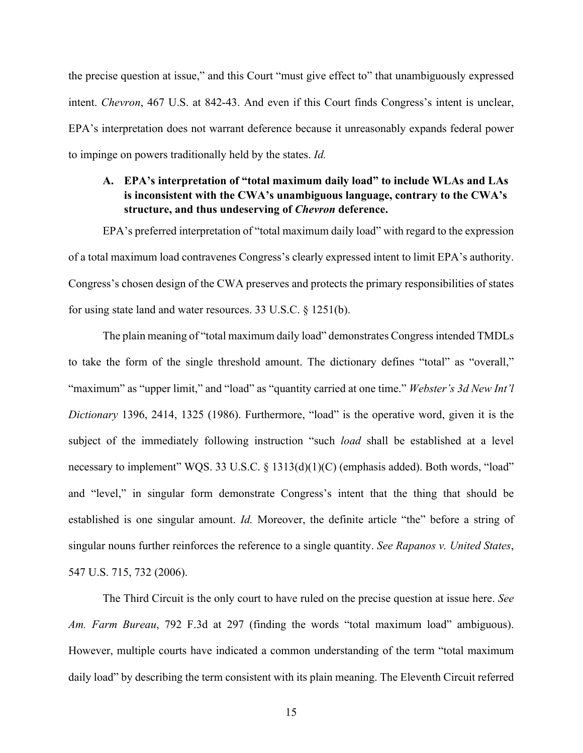the precise question at issue," and this Court "must give effect to" that unambiguously expressed intent. *Chevron*, 467 U.S. at 842-43. And even if this Court finds Congress's intent is unclear, EPA's interpretation does not warrant deference because it unreasonably expands federal power to impinge on powers traditionally held by the states. *Id.*

### A. EPA's interpretation of "total maximum daily load" to include WLAs and LAs is inconsistent with the CWA's unambiguous language, contrary to the CWA's structure, and thus undeserving of *Chevron* deference.

EPA's preferred interpretation of "total maximum daily load" with regard to the expression of a total maximum load contravenes Congress's clearly expressed intent to limit EPA's authority. Congress's chosen design of the CWA preserves and protects the primary responsibilities of states for using state land and water resources. 33 U.S.C. § 1251(b).

The plain meaning of "total maximum daily load" demonstrates Congress intended TMDLs to take the form of the single threshold amount. The dictionary defines "total" as "overall," "maximum" as "upper limit," and "load" as "quantity carried at one time." *Webster's 3d New Int'l Dictionary* 1396, 2414, 1325 (1986). Furthermore, "load" is the operative word, given it is the subject of the immediately following instruction "such *load* shall be established at a level necessary to implement" WQS. 33 U.S.C. § 1313(d)(1)(C) (emphasis added). Both words, "load" and "level," in singular form demonstrate Congress's intent that the thing that should be established is one singular amount. *Id.* Moreover, the definite article "the" before a string of singular nouns further reinforces the reference to a single quantity. *See Rapanos v. United States*, 547 U.S. 715, 732 (2006).

The Third Circuit is the only court to have ruled on the precise question at issue here. *See Am. Farm Bureau*, 792 F.3d at 297 (finding the words "total maximum load" ambiguous). However, multiple courts have indicated a common understanding of the term "total maximum daily load" by describing the term consistent with its plain meaning. The Eleventh Circuit referred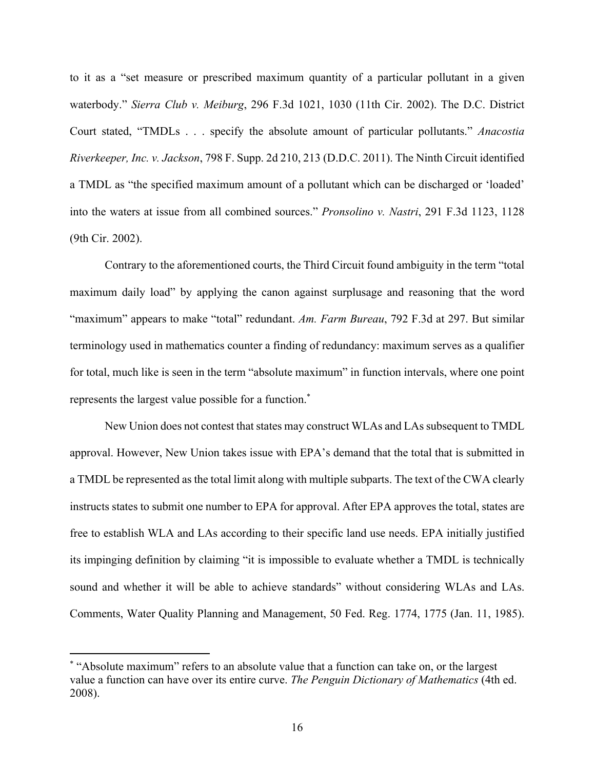to it as a "set measure or prescribed maximum quantity of a particular pollutant in a given waterbody." *Sierra Club v. Meiburg*, 296 F.3d 1021, 1030 (11th Cir. 2002). The D.C. District Court stated, "TMDLs . . . specify the absolute amount of particular pollutants." *Anacostia Riverkeeper, Inc. v. Jackson*, 798 F. Supp. 2d 210, 213 (D.D.C. 2011). The Ninth Circuit identified a TMDL as "the specified maximum amount of a pollutant which can be discharged or 'loaded' into the waters at issue from all combined sources." *Pronsolino v. Nastri*, 291 F.3d 1123, 1128 (9th Cir. 2002).

Contrary to the aforementioned courts, the Third Circuit found ambiguity in the term "total maximum daily load" by applying the canon against surplusage and reasoning that the word "maximum" appears to make "total" redundant. *Am. Farm Bureau*, 792 F.3d at 297. But similar terminology used in mathematics counter a finding of redundancy: maximum serves as a qualifier for total, much like is seen in the term "absolute maximum" in function intervals, where one point represents the largest value possible for a function.*

New Union does not contest that states may construct WLAs and LAs subsequent to TMDL approval. However, New Union takes issue with EPA's demand that the total that is submitted in a TMDL be represented as the total limit along with multiple subparts. The text of the CWA clearly instructs states to submit one number to EPA for approval. After EPA approves the total, states are free to establish WLA and LAs according to their specific land use needs. EPA initially justified its impinging definition by claiming "it is impossible to evaluate whether a TMDL is technically sound and whether it will be able to achieve standards" without considering WLAs and LAs. Comments, Water Quality Planning and Management, 50 Fed. Reg. 1774, 1775 (Jan. 11, 1985).

---

* "Absolute maximum" refers to an absolute value that a function can take on, or the largest value a function can have over its entire curve. *The Penguin Dictionary of Mathematics* (4th ed. 2008).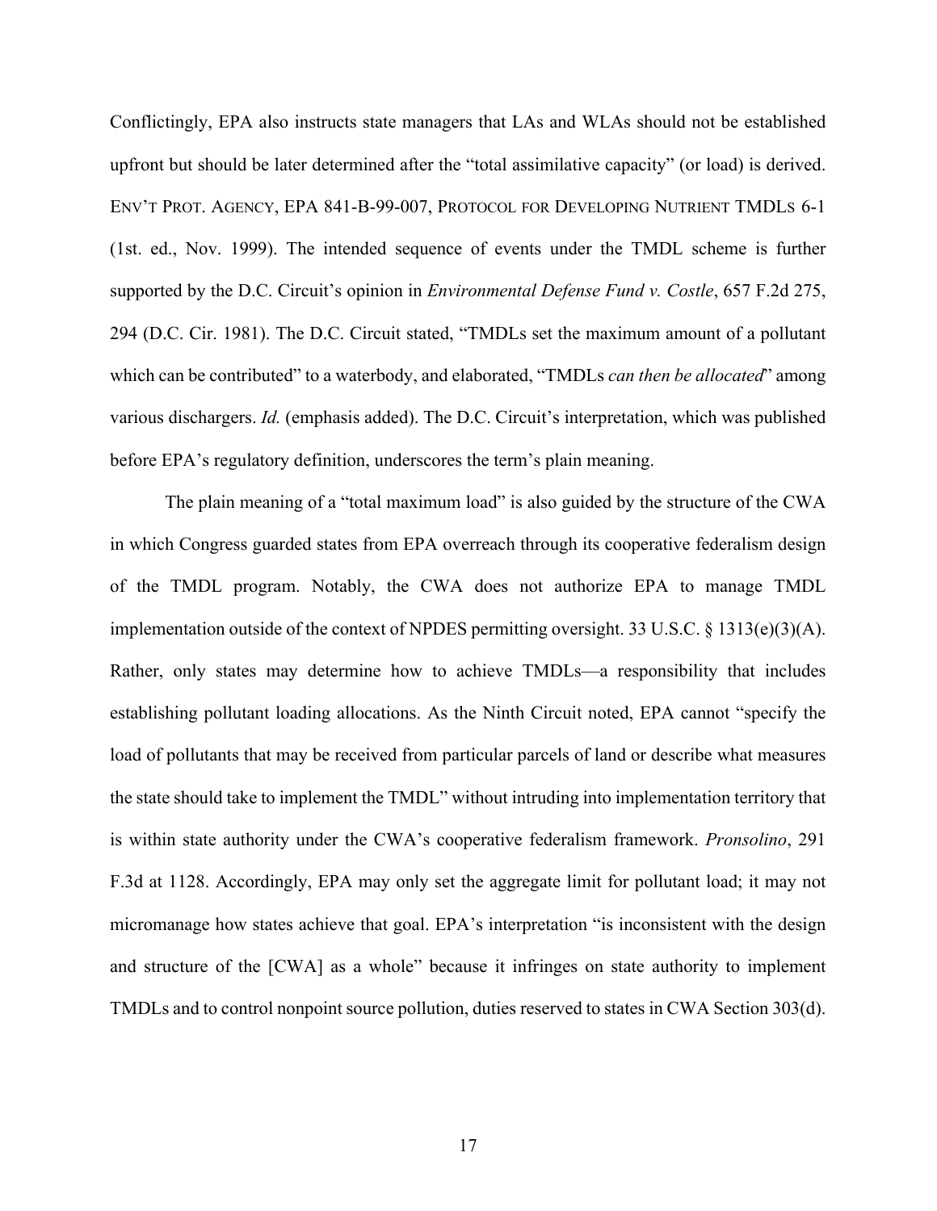Conflictingly, EPA also instructs state managers that LAs and WLAs should not be established upfront but should be later determined after the "total assimilative capacity" (or load) is derived. ENV'T PROT. AGENCY, EPA 841-B-99-007, PROTOCOL FOR DEVELOPING NUTRIENT TMDLS 6-1 (1st. ed., Nov. 1999). The intended sequence of events under the TMDL scheme is further supported by the D.C. Circuit's opinion in *Environmental Defense Fund v. Costle*, 657 F.2d 275, 294 (D.C. Cir. 1981). The D.C. Circuit stated, "TMDLs set the maximum amount of a pollutant which can be contributed" to a waterbody, and elaborated, "TMDLs *can then be allocated*" among various dischargers. *Id.* (emphasis added). The D.C. Circuit's interpretation, which was published before EPA's regulatory definition, underscores the term's plain meaning.

The plain meaning of a "total maximum load" is also guided by the structure of the CWA in which Congress guarded states from EPA overreach through its cooperative federalism design of the TMDL program. Notably, the CWA does not authorize EPA to manage TMDL implementation outside of the context of NPDES permitting oversight. 33 U.S.C. § 1313(e)(3)(A). Rather, only states may determine how to achieve TMDLs—a responsibility that includes establishing pollutant loading allocations. As the Ninth Circuit noted, EPA cannot "specify the load of pollutants that may be received from particular parcels of land or describe what measures the state should take to implement the TMDL" without intruding into implementation territory that is within state authority under the CWA's cooperative federalism framework. *Pronsolino*, 291 F.3d at 1128. Accordingly, EPA may only set the aggregate limit for pollutant load; it may not micromanage how states achieve that goal. EPA's interpretation "is inconsistent with the design and structure of the [CWA] as a whole" because it infringes on state authority to implement TMDLs and to control nonpoint source pollution, duties reserved to states in CWA Section 303(d).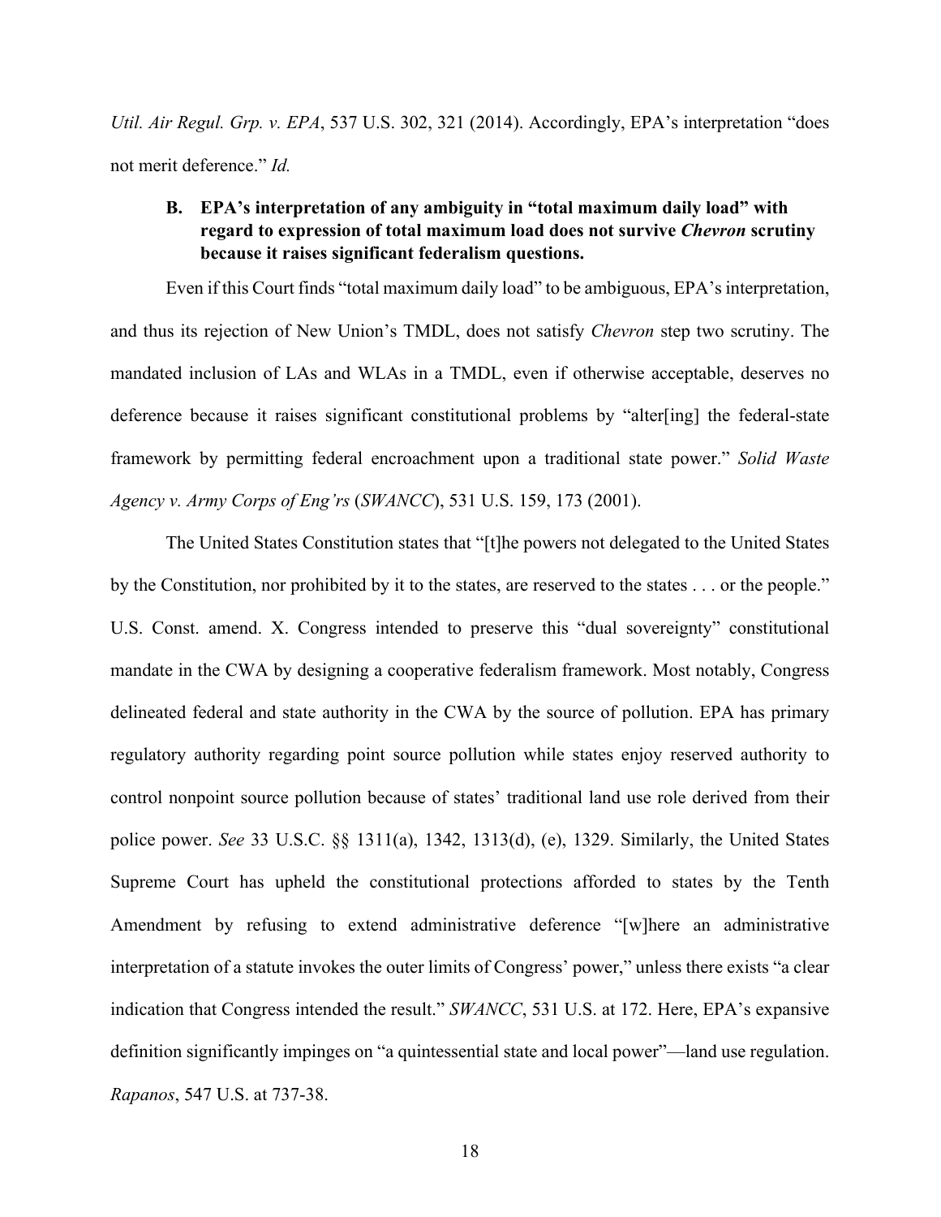*Util. Air Regul. Grp. v. EPA*, 537 U.S. 302, 321 (2014). Accordingly, EPA's interpretation "does not merit deference." *Id.*

### B. EPA's interpretation of any ambiguity in "total maximum daily load" with regard to expression of total maximum load does not survive *Chevron* scrutiny because it raises significant federalism questions.

Even if this Court finds "total maximum daily load" to be ambiguous, EPA's interpretation, and thus its rejection of New Union's TMDL, does not satisfy *Chevron* step two scrutiny. The mandated inclusion of LAs and WLAs in a TMDL, even if otherwise acceptable, deserves no deference because it raises significant constitutional problems by "alter[ing] the federal-state framework by permitting federal encroachment upon a traditional state power." *Solid Waste Agency v. Army Corps of Eng'rs* (*SWANCC*), 531 U.S. 159, 173 (2001).

The United States Constitution states that "[t]he powers not delegated to the United States by the Constitution, nor prohibited by it to the states, are reserved to the states . . . or the people." U.S. Const. amend. X. Congress intended to preserve this "dual sovereignty" constitutional mandate in the CWA by designing a cooperative federalism framework. Most notably, Congress delineated federal and state authority in the CWA by the source of pollution. EPA has primary regulatory authority regarding point source pollution while states enjoy reserved authority to control nonpoint source pollution because of states' traditional land use role derived from their police power. *See* 33 U.S.C. §§ 1311(a), 1342, 1313(d), (e), 1329. Similarly, the United States Supreme Court has upheld the constitutional protections afforded to states by the Tenth Amendment by refusing to extend administrative deference "[w]here an administrative interpretation of a statute invokes the outer limits of Congress' power," unless there exists "a clear indication that Congress intended the result." *SWANCC*, 531 U.S. at 172. Here, EPA's expansive definition significantly impinges on "a quintessential state and local power"—land use regulation. *Rapanos*, 547 U.S. at 737-38.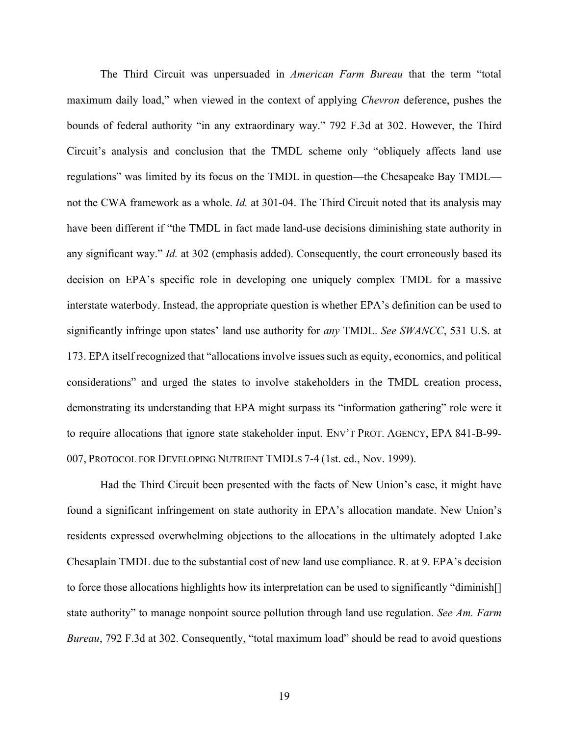The Third Circuit was unpersuaded in *American Farm Bureau* that the term "total maximum daily load," when viewed in the context of applying *Chevron* deference, pushes the bounds of federal authority "in any extraordinary way." 792 F.3d at 302. However, the Third Circuit's analysis and conclusion that the TMDL scheme only "obliquely affects land use regulations" was limited by its focus on the TMDL in question—the Chesapeake Bay TMDL—not the CWA framework as a whole. *Id.* at 301-04. The Third Circuit noted that its analysis may have been different if "the TMDL in fact made land-use decisions diminishing state authority in any significant way." *Id.* at 302 (emphasis added). Consequently, the court erroneously based its decision on EPA's specific role in developing one uniquely complex TMDL for a massive interstate waterbody. Instead, the appropriate question is whether EPA's definition can be used to significantly infringe upon states' land use authority for *any* TMDL. *See SWANCC*, 531 U.S. at 173. EPA itself recognized that "allocations involve issues such as equity, economics, and political considerations" and urged the states to involve stakeholders in the TMDL creation process, demonstrating its understanding that EPA might surpass its "information gathering" role were it to require allocations that ignore state stakeholder input. ENV'T PROT. AGENCY, EPA 841-B-99-007, PROTOCOL FOR DEVELOPING NUTRIENT TMDLS 7-4 (1st. ed., Nov. 1999).

Had the Third Circuit been presented with the facts of New Union's case, it might have found a significant infringement on state authority in EPA's allocation mandate. New Union's residents expressed overwhelming objections to the allocations in the ultimately adopted Lake Chesaplain TMDL due to the substantial cost of new land use compliance. R. at 9. EPA's decision to force those allocations highlights how its interpretation can be used to significantly "diminish[] state authority" to manage nonpoint source pollution through land use regulation. *See Am. Farm Bureau*, 792 F.3d at 302. Consequently, "total maximum load" should be read to avoid questions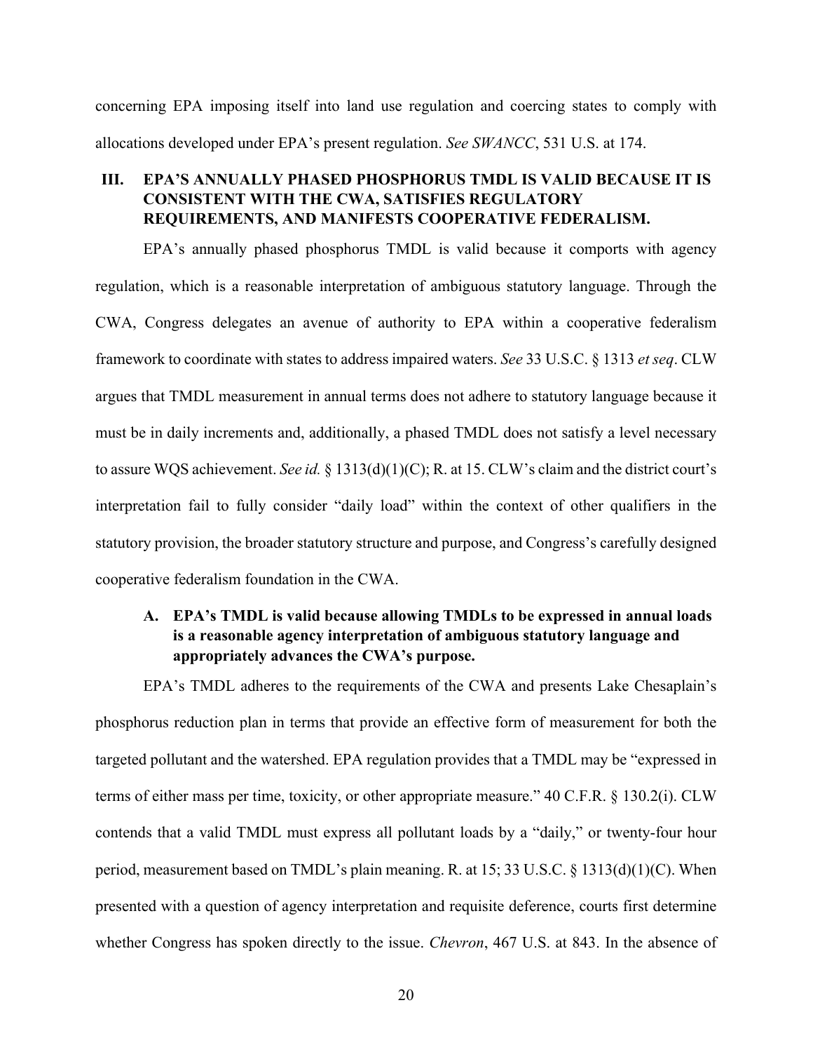concerning EPA imposing itself into land use regulation and coercing states to comply with allocations developed under EPA's present regulation. *See SWANCC*, 531 U.S. at 174.

## III. EPA'S ANNUALLY PHASED PHOSPHORUS TMDL IS VALID BECAUSE IT IS CONSISTENT WITH THE CWA, SATISFIES REGULATORY REQUIREMENTS, AND MANIFESTS COOPERATIVE FEDERALISM.

EPA's annually phased phosphorus TMDL is valid because it comports with agency regulation, which is a reasonable interpretation of ambiguous statutory language. Through the CWA, Congress delegates an avenue of authority to EPA within a cooperative federalism framework to coordinate with states to address impaired waters. *See* 33 U.S.C. § 1313 *et seq*. CLW argues that TMDL measurement in annual terms does not adhere to statutory language because it must be in daily increments and, additionally, a phased TMDL does not satisfy a level necessary to assure WQS achievement. *See id.* § 1313(d)(1)(C); R. at 15. CLW's claim and the district court's interpretation fail to fully consider "daily load" within the context of other qualifiers in the statutory provision, the broader statutory structure and purpose, and Congress's carefully designed cooperative federalism foundation in the CWA.

### A. EPA's TMDL is valid because allowing TMDLs to be expressed in annual loads is a reasonable agency interpretation of ambiguous statutory language and appropriately advances the CWA's purpose.

EPA's TMDL adheres to the requirements of the CWA and presents Lake Chesaplain's phosphorus reduction plan in terms that provide an effective form of measurement for both the targeted pollutant and the watershed. EPA regulation provides that a TMDL may be "expressed in terms of either mass per time, toxicity, or other appropriate measure." 40 C.F.R. § 130.2(i). CLW contends that a valid TMDL must express all pollutant loads by a "daily," or twenty-four hour period, measurement based on TMDL's plain meaning. R. at 15; 33 U.S.C. § 1313(d)(1)(C). When presented with a question of agency interpretation and requisite deference, courts first determine whether Congress has spoken directly to the issue. *Chevron*, 467 U.S. at 843. In the absence of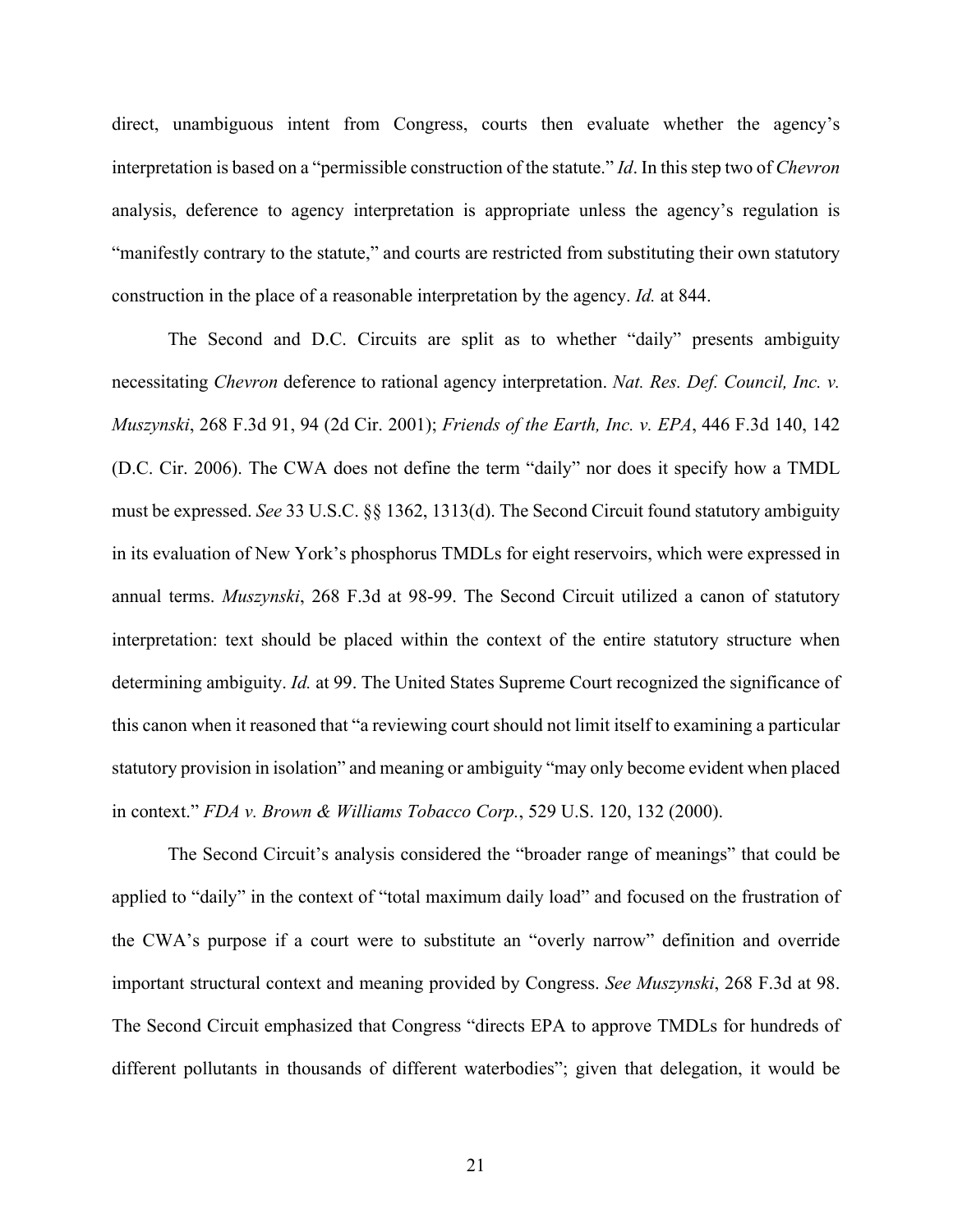direct, unambiguous intent from Congress, courts then evaluate whether the agency's interpretation is based on a "permissible construction of the statute." *Id*. In this step two of *Chevron* analysis, deference to agency interpretation is appropriate unless the agency's regulation is "manifestly contrary to the statute," and courts are restricted from substituting their own statutory construction in the place of a reasonable interpretation by the agency. *Id.* at 844.

The Second and D.C. Circuits are split as to whether "daily" presents ambiguity necessitating *Chevron* deference to rational agency interpretation. *Nat. Res. Def. Council, Inc. v. Muszynski*, 268 F.3d 91, 94 (2d Cir. 2001); *Friends of the Earth, Inc. v. EPA*, 446 F.3d 140, 142 (D.C. Cir. 2006). The CWA does not define the term "daily" nor does it specify how a TMDL must be expressed. *See* 33 U.S.C. §§ 1362, 1313(d). The Second Circuit found statutory ambiguity in its evaluation of New York's phosphorus TMDLs for eight reservoirs, which were expressed in annual terms. *Muszynski*, 268 F.3d at 98-99. The Second Circuit utilized a canon of statutory interpretation: text should be placed within the context of the entire statutory structure when determining ambiguity. *Id.* at 99. The United States Supreme Court recognized the significance of this canon when it reasoned that "a reviewing court should not limit itself to examining a particular statutory provision in isolation" and meaning or ambiguity "may only become evident when placed in context." *FDA v. Brown & Williams Tobacco Corp.*, 529 U.S. 120, 132 (2000).

The Second Circuit's analysis considered the "broader range of meanings" that could be applied to "daily" in the context of "total maximum daily load" and focused on the frustration of the CWA's purpose if a court were to substitute an "overly narrow" definition and override important structural context and meaning provided by Congress. *See Muszynski*, 268 F.3d at 98. The Second Circuit emphasized that Congress "directs EPA to approve TMDLs for hundreds of different pollutants in thousands of different waterbodies"; given that delegation, it would be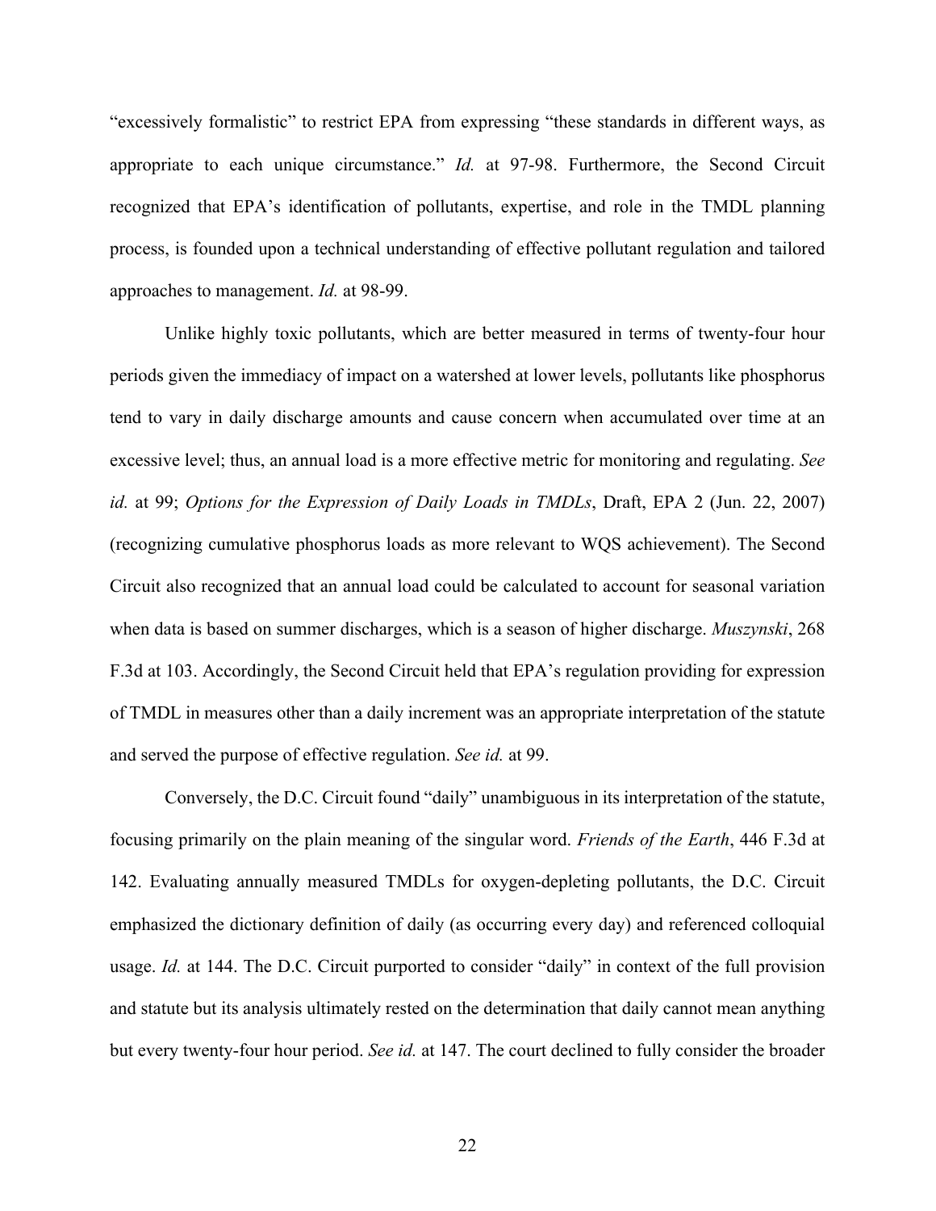"excessively formalistic" to restrict EPA from expressing "these standards in different ways, as appropriate to each unique circumstance." *Id.* at 97-98. Furthermore, the Second Circuit recognized that EPA's identification of pollutants, expertise, and role in the TMDL planning process, is founded upon a technical understanding of effective pollutant regulation and tailored approaches to management. *Id.* at 98-99.

Unlike highly toxic pollutants, which are better measured in terms of twenty-four hour periods given the immediacy of impact on a watershed at lower levels, pollutants like phosphorus tend to vary in daily discharge amounts and cause concern when accumulated over time at an excessive level; thus, an annual load is a more effective metric for monitoring and regulating. *See id.* at 99; *Options for the Expression of Daily Loads in TMDLs*, Draft, EPA 2 (Jun. 22, 2007) (recognizing cumulative phosphorus loads as more relevant to WQS achievement). The Second Circuit also recognized that an annual load could be calculated to account for seasonal variation when data is based on summer discharges, which is a season of higher discharge. *Muszynski*, 268 F.3d at 103. Accordingly, the Second Circuit held that EPA's regulation providing for expression of TMDL in measures other than a daily increment was an appropriate interpretation of the statute and served the purpose of effective regulation. *See id.* at 99.

Conversely, the D.C. Circuit found "daily" unambiguous in its interpretation of the statute, focusing primarily on the plain meaning of the singular word. *Friends of the Earth*, 446 F.3d at 142. Evaluating annually measured TMDLs for oxygen-depleting pollutants, the D.C. Circuit emphasized the dictionary definition of daily (as occurring every day) and referenced colloquial usage. *Id.* at 144. The D.C. Circuit purported to consider "daily" in context of the full provision and statute but its analysis ultimately rested on the determination that daily cannot mean anything but every twenty-four hour period. *See id.* at 147. The court declined to fully consider the broader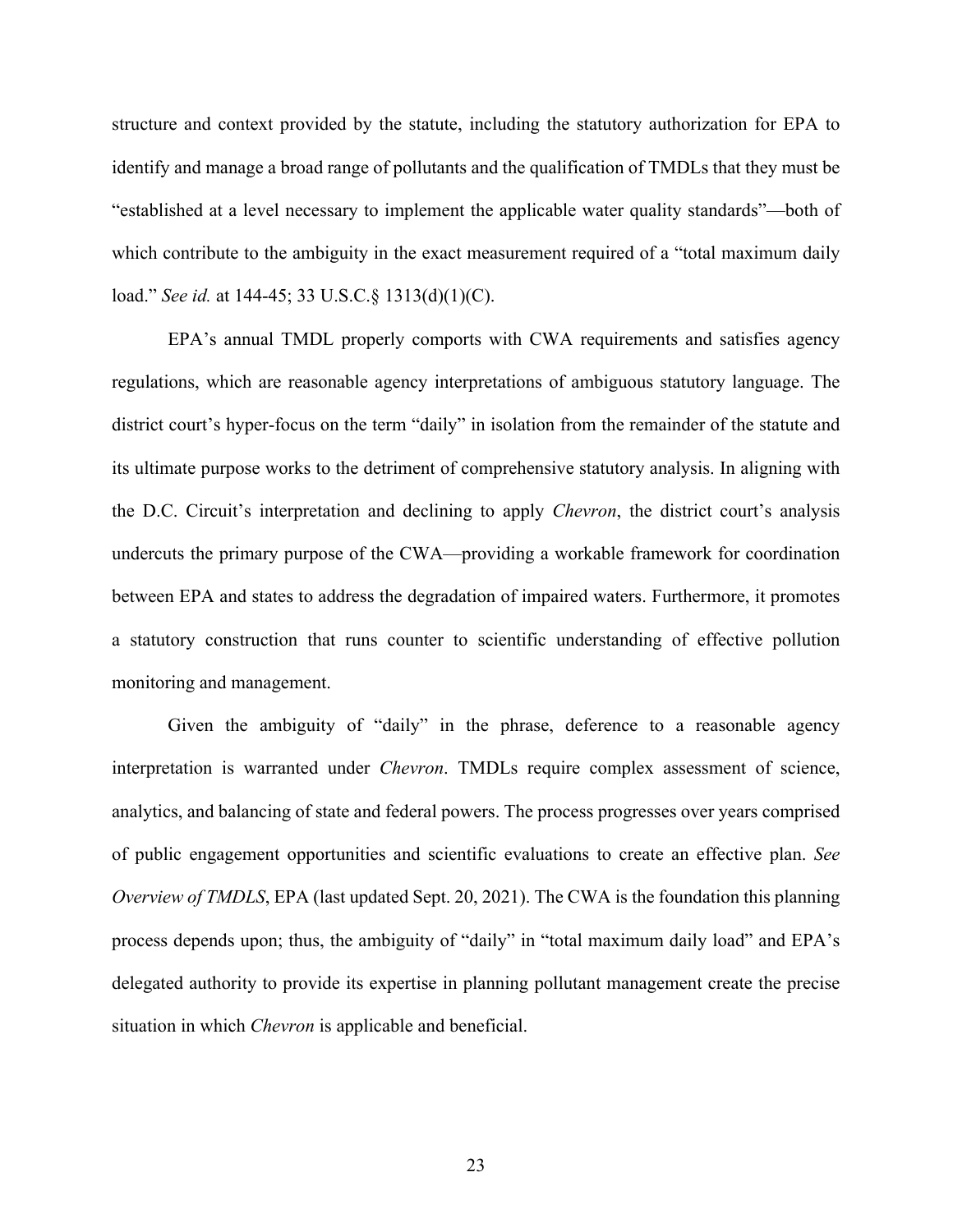structure and context provided by the statute, including the statutory authorization for EPA to identify and manage a broad range of pollutants and the qualification of TMDLs that they must be "established at a level necessary to implement the applicable water quality standards"—both of which contribute to the ambiguity in the exact measurement required of a "total maximum daily load." *See id.* at 144-45; 33 U.S.C.§ 1313(d)(1)(C).

EPA's annual TMDL properly comports with CWA requirements and satisfies agency regulations, which are reasonable agency interpretations of ambiguous statutory language. The district court's hyper-focus on the term "daily" in isolation from the remainder of the statute and its ultimate purpose works to the detriment of comprehensive statutory analysis. In aligning with the D.C. Circuit's interpretation and declining to apply *Chevron*, the district court's analysis undercuts the primary purpose of the CWA—providing a workable framework for coordination between EPA and states to address the degradation of impaired waters. Furthermore, it promotes a statutory construction that runs counter to scientific understanding of effective pollution monitoring and management.

Given the ambiguity of "daily" in the phrase, deference to a reasonable agency interpretation is warranted under *Chevron*. TMDLs require complex assessment of science, analytics, and balancing of state and federal powers. The process progresses over years comprised of public engagement opportunities and scientific evaluations to create an effective plan. *See Overview of TMDLS*, EPA (last updated Sept. 20, 2021). The CWA is the foundation this planning process depends upon; thus, the ambiguity of "daily" in "total maximum daily load" and EPA's delegated authority to provide its expertise in planning pollutant management create the precise situation in which *Chevron* is applicable and beneficial.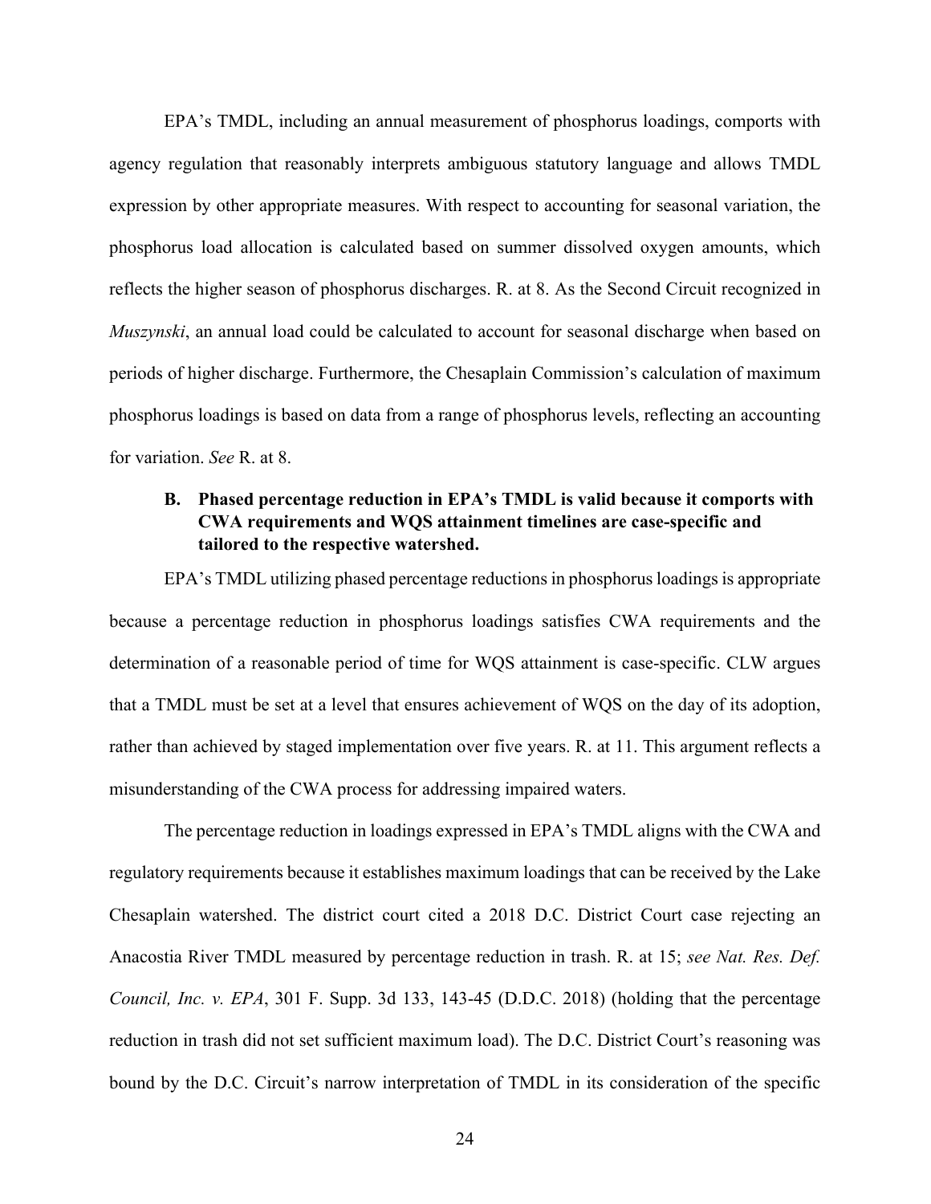EPA's TMDL, including an annual measurement of phosphorus loadings, comports with agency regulation that reasonably interprets ambiguous statutory language and allows TMDL expression by other appropriate measures. With respect to accounting for seasonal variation, the phosphorus load allocation is calculated based on summer dissolved oxygen amounts, which reflects the higher season of phosphorus discharges. R. at 8. As the Second Circuit recognized in *Muszynski*, an annual load could be calculated to account for seasonal discharge when based on periods of higher discharge. Furthermore, the Chesaplain Commission's calculation of maximum phosphorus loadings is based on data from a range of phosphorus levels, reflecting an accounting for variation. *See* R. at 8.

### B. Phased percentage reduction in EPA's TMDL is valid because it comports with CWA requirements and WQS attainment timelines are case-specific and tailored to the respective watershed.

EPA's TMDL utilizing phased percentage reductions in phosphorus loadings is appropriate because a percentage reduction in phosphorus loadings satisfies CWA requirements and the determination of a reasonable period of time for WQS attainment is case-specific. CLW argues that a TMDL must be set at a level that ensures achievement of WQS on the day of its adoption, rather than achieved by staged implementation over five years. R. at 11. This argument reflects a misunderstanding of the CWA process for addressing impaired waters.

The percentage reduction in loadings expressed in EPA's TMDL aligns with the CWA and regulatory requirements because it establishes maximum loadings that can be received by the Lake Chesaplain watershed. The district court cited a 2018 D.C. District Court case rejecting an Anacostia River TMDL measured by percentage reduction in trash. R. at 15; *see Nat. Res. Def. Council, Inc. v. EPA*, 301 F. Supp. 3d 133, 143-45 (D.D.C. 2018) (holding that the percentage reduction in trash did not set sufficient maximum load). The D.C. District Court's reasoning was bound by the D.C. Circuit's narrow interpretation of TMDL in its consideration of the specific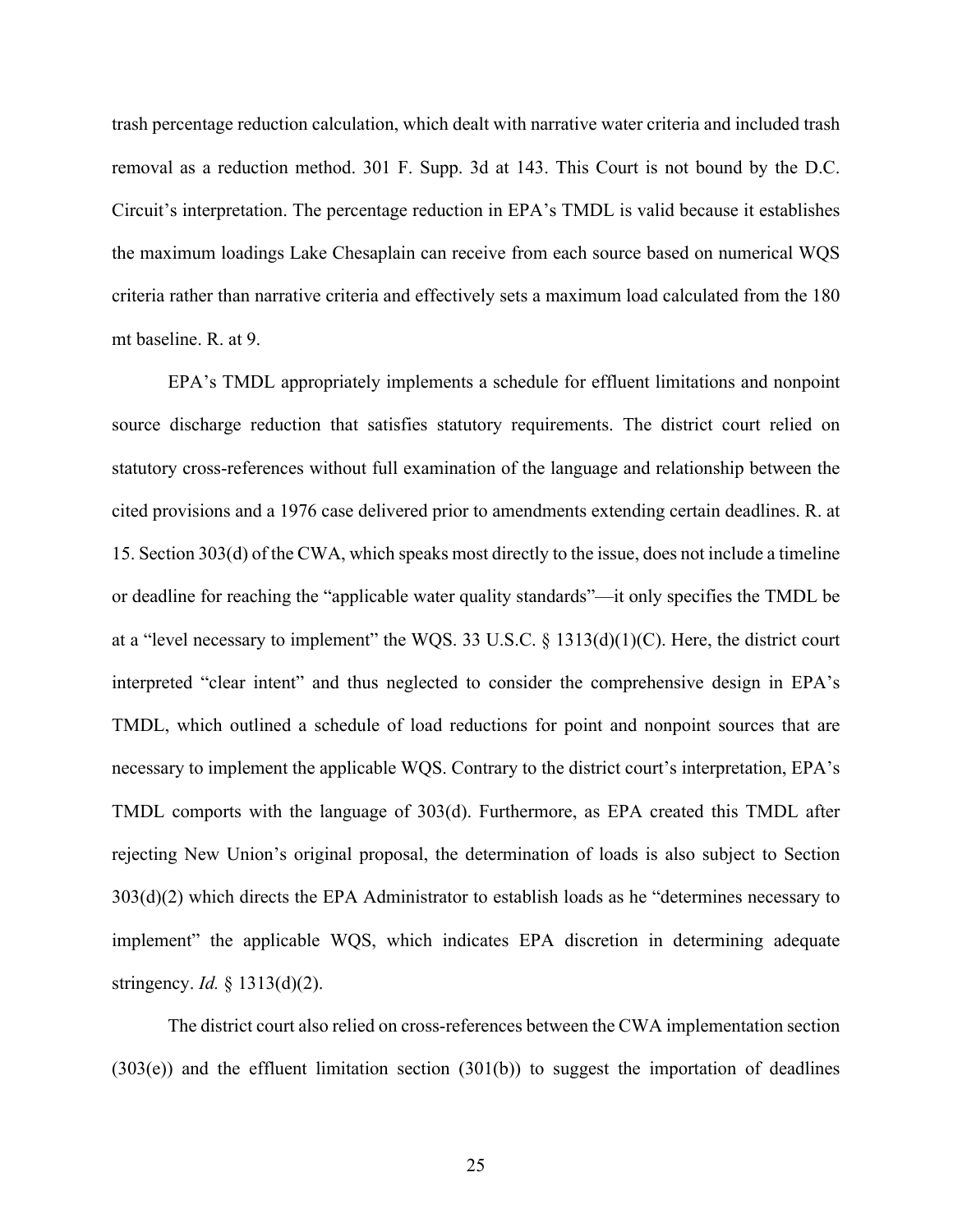trash percentage reduction calculation, which dealt with narrative water criteria and included trash removal as a reduction method. 301 F. Supp. 3d at 143. This Court is not bound by the D.C. Circuit's interpretation. The percentage reduction in EPA's TMDL is valid because it establishes the maximum loadings Lake Chesaplain can receive from each source based on numerical WQS criteria rather than narrative criteria and effectively sets a maximum load calculated from the 180 mt baseline. R. at 9.

EPA's TMDL appropriately implements a schedule for effluent limitations and nonpoint source discharge reduction that satisfies statutory requirements. The district court relied on statutory cross-references without full examination of the language and relationship between the cited provisions and a 1976 case delivered prior to amendments extending certain deadlines. R. at 15. Section 303(d) of the CWA, which speaks most directly to the issue, does not include a timeline or deadline for reaching the "applicable water quality standards"—it only specifies the TMDL be at a "level necessary to implement" the WQS. 33 U.S.C. § 1313(d)(1)(C). Here, the district court interpreted "clear intent" and thus neglected to consider the comprehensive design in EPA's TMDL, which outlined a schedule of load reductions for point and nonpoint sources that are necessary to implement the applicable WQS. Contrary to the district court's interpretation, EPA's TMDL comports with the language of 303(d). Furthermore, as EPA created this TMDL after rejecting New Union's original proposal, the determination of loads is also subject to Section 303(d)(2) which directs the EPA Administrator to establish loads as he "determines necessary to implement" the applicable WQS, which indicates EPA discretion in determining adequate stringency. *Id.* § 1313(d)(2).

The district court also relied on cross-references between the CWA implementation section (303(e)) and the effluent limitation section (301(b)) to suggest the importation of deadlines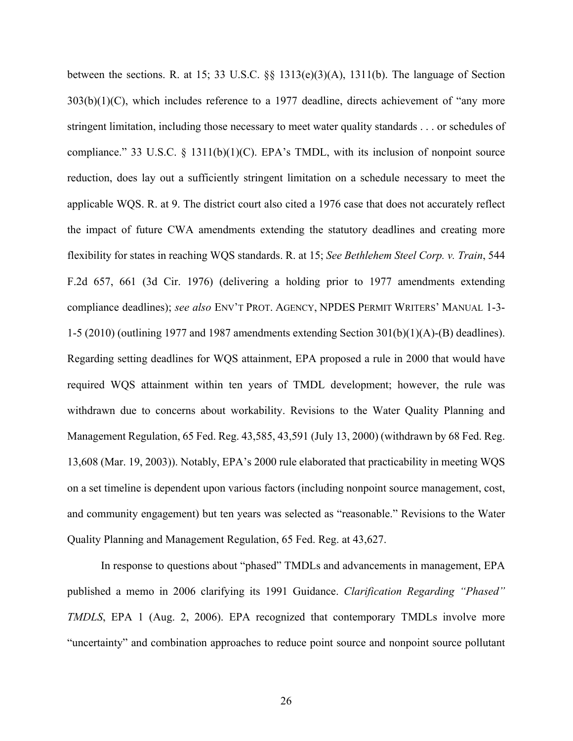between the sections. R. at 15; 33 U.S.C. §§ 1313(e)(3)(A), 1311(b). The language of Section 303(b)(1)(C), which includes reference to a 1977 deadline, directs achievement of "any more stringent limitation, including those necessary to meet water quality standards . . . or schedules of compliance." 33 U.S.C. § 1311(b)(1)(C). EPA's TMDL, with its inclusion of nonpoint source reduction, does lay out a sufficiently stringent limitation on a schedule necessary to meet the applicable WQS. R. at 9. The district court also cited a 1976 case that does not accurately reflect the impact of future CWA amendments extending the statutory deadlines and creating more flexibility for states in reaching WQS standards. R. at 15; *See Bethlehem Steel Corp. v. Train*, 544 F.2d 657, 661 (3d Cir. 1976) (delivering a holding prior to 1977 amendments extending compliance deadlines); *see also* ENV'T PROT. AGENCY, NPDES PERMIT WRITERS' MANUAL 1-3-1-5 (2010) (outlining 1977 and 1987 amendments extending Section 301(b)(1)(A)-(B) deadlines). Regarding setting deadlines for WQS attainment, EPA proposed a rule in 2000 that would have required WQS attainment within ten years of TMDL development; however, the rule was withdrawn due to concerns about workability. Revisions to the Water Quality Planning and Management Regulation, 65 Fed. Reg. 43,585, 43,591 (July 13, 2000) (withdrawn by 68 Fed. Reg. 13,608 (Mar. 19, 2003)). Notably, EPA's 2000 rule elaborated that practicability in meeting WQS on a set timeline is dependent upon various factors (including nonpoint source management, cost, and community engagement) but ten years was selected as "reasonable." Revisions to the Water Quality Planning and Management Regulation, 65 Fed. Reg. at 43,627.

In response to questions about "phased" TMDLs and advancements in management, EPA published a memo in 2006 clarifying its 1991 Guidance. *Clarification Regarding "Phased" TMDLS*, EPA 1 (Aug. 2, 2006). EPA recognized that contemporary TMDLs involve more "uncertainty" and combination approaches to reduce point source and nonpoint source pollutant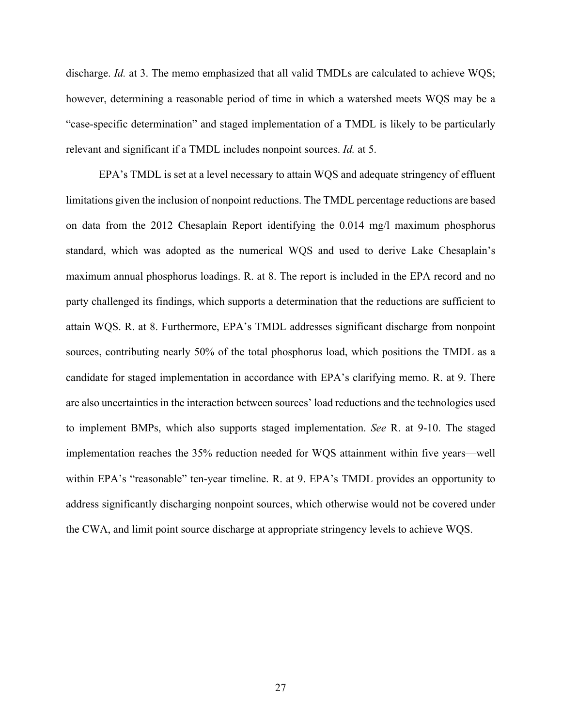discharge. *Id.* at 3. The memo emphasized that all valid TMDLs are calculated to achieve WQS; however, determining a reasonable period of time in which a watershed meets WQS may be a "case-specific determination" and staged implementation of a TMDL is likely to be particularly relevant and significant if a TMDL includes nonpoint sources. *Id.* at 5.

EPA's TMDL is set at a level necessary to attain WQS and adequate stringency of effluent limitations given the inclusion of nonpoint reductions. The TMDL percentage reductions are based on data from the 2012 Chesaplain Report identifying the 0.014 mg/l maximum phosphorus standard, which was adopted as the numerical WQS and used to derive Lake Chesaplain's maximum annual phosphorus loadings. R. at 8. The report is included in the EPA record and no party challenged its findings, which supports a determination that the reductions are sufficient to attain WQS. R. at 8. Furthermore, EPA's TMDL addresses significant discharge from nonpoint sources, contributing nearly 50% of the total phosphorus load, which positions the TMDL as a candidate for staged implementation in accordance with EPA's clarifying memo. R. at 9. There are also uncertainties in the interaction between sources' load reductions and the technologies used to implement BMPs, which also supports staged implementation. *See* R. at 9-10. The staged implementation reaches the 35% reduction needed for WQS attainment within five years—well within EPA's "reasonable" ten-year timeline. R. at 9. EPA's TMDL provides an opportunity to address significantly discharging nonpoint sources, which otherwise would not be covered under the CWA, and limit point source discharge at appropriate stringency levels to achieve WQS.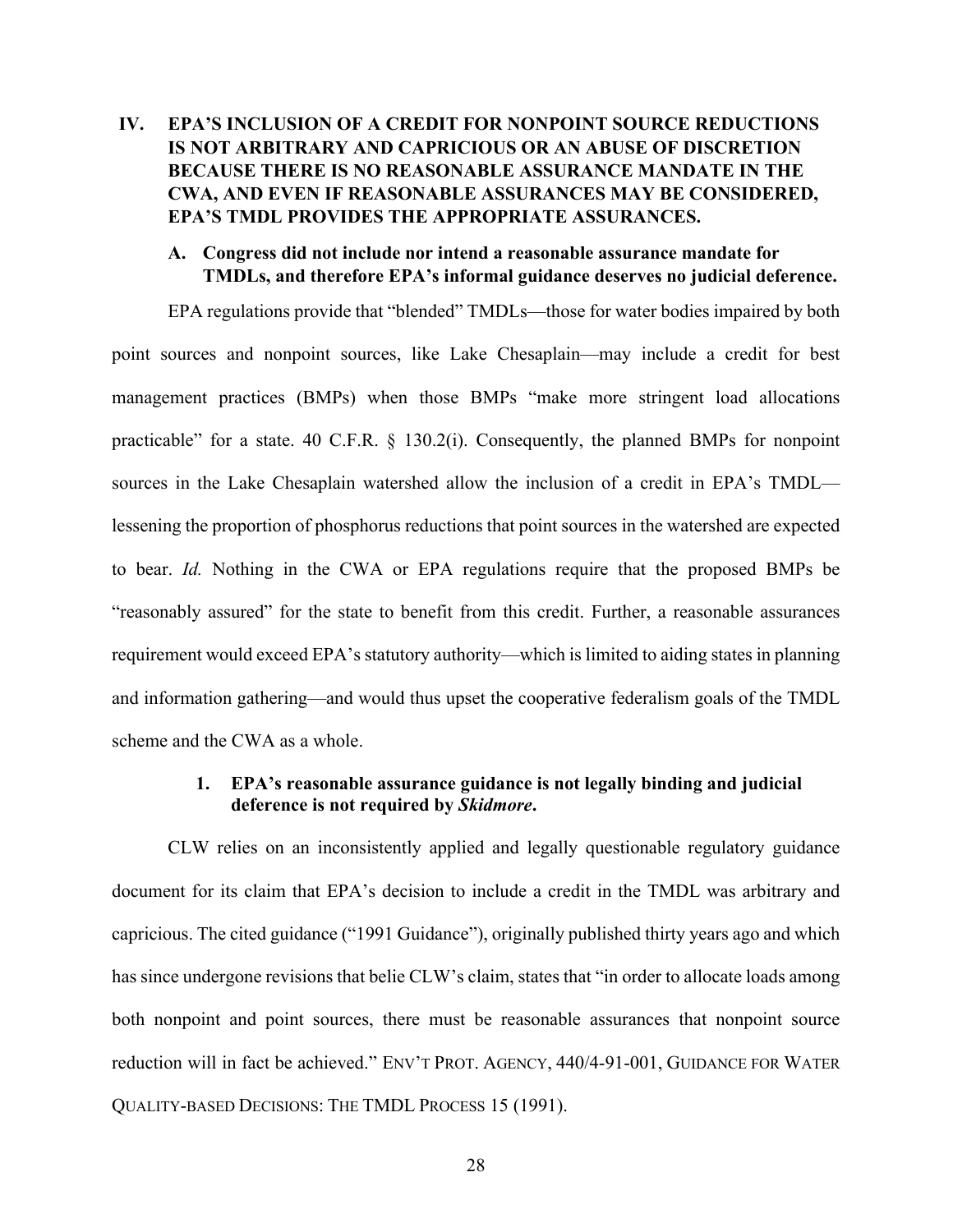## IV. EPA'S INCLUSION OF A CREDIT FOR NONPOINT SOURCE REDUCTIONS IS NOT ARBITRARY AND CAPRICIOUS OR AN ABUSE OF DISCRETION BECAUSE THERE IS NO REASONABLE ASSURANCE MANDATE IN THE CWA, AND EVEN IF REASONABLE ASSURANCES MAY BE CONSIDERED, EPA'S TMDL PROVIDES THE APPROPRIATE ASSURANCES.

### A. Congress did not include nor intend a reasonable assurance mandate for TMDLs, and therefore EPA's informal guidance deserves no judicial deference.

EPA regulations provide that "blended" TMDLs—those for water bodies impaired by both point sources and nonpoint sources, like Lake Chesaplain—may include a credit for best management practices (BMPs) when those BMPs "make more stringent load allocations practicable" for a state. 40 C.F.R. § 130.2(i). Consequently, the planned BMPs for nonpoint sources in the Lake Chesaplain watershed allow the inclusion of a credit in EPA's TMDL—lessening the proportion of phosphorus reductions that point sources in the watershed are expected to bear. *Id.* Nothing in the CWA or EPA regulations require that the proposed BMPs be "reasonably assured" for the state to benefit from this credit. Further, a reasonable assurances requirement would exceed EPA's statutory authority—which is limited to aiding states in planning and information gathering—and would thus upset the cooperative federalism goals of the TMDL scheme and the CWA as a whole.

#### 1. EPA's reasonable assurance guidance is not legally binding and judicial deference is not required by *Skidmore*.

CLW relies on an inconsistently applied and legally questionable regulatory guidance document for its claim that EPA's decision to include a credit in the TMDL was arbitrary and capricious. The cited guidance ("1991 Guidance"), originally published thirty years ago and which has since undergone revisions that belie CLW's claim, states that "in order to allocate loads among both nonpoint and point sources, there must be reasonable assurances that nonpoint source reduction will in fact be achieved." ENV'T PROT. AGENCY, 440/4-91-001, GUIDANCE FOR WATER QUALITY-BASED DECISIONS: THE TMDL PROCESS 15 (1991).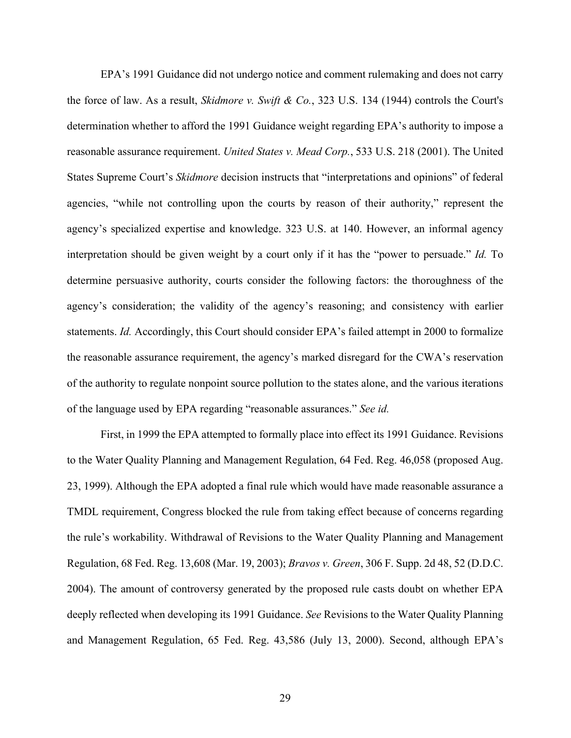EPA's 1991 Guidance did not undergo notice and comment rulemaking and does not carry the force of law. As a result, *Skidmore v. Swift & Co.*, 323 U.S. 134 (1944) controls the Court's determination whether to afford the 1991 Guidance weight regarding EPA's authority to impose a reasonable assurance requirement. *United States v. Mead Corp.*, 533 U.S. 218 (2001). The United States Supreme Court's *Skidmore* decision instructs that "interpretations and opinions" of federal agencies, "while not controlling upon the courts by reason of their authority," represent the agency's specialized expertise and knowledge. 323 U.S. at 140. However, an informal agency interpretation should be given weight by a court only if it has the "power to persuade." *Id.* To determine persuasive authority, courts consider the following factors: the thoroughness of the agency's consideration; the validity of the agency's reasoning; and consistency with earlier statements. *Id.* Accordingly, this Court should consider EPA's failed attempt in 2000 to formalize the reasonable assurance requirement, the agency's marked disregard for the CWA's reservation of the authority to regulate nonpoint source pollution to the states alone, and the various iterations of the language used by EPA regarding "reasonable assurances." *See id.*

First, in 1999 the EPA attempted to formally place into effect its 1991 Guidance. Revisions to the Water Quality Planning and Management Regulation, 64 Fed. Reg. 46,058 (proposed Aug. 23, 1999). Although the EPA adopted a final rule which would have made reasonable assurance a TMDL requirement, Congress blocked the rule from taking effect because of concerns regarding the rule's workability. Withdrawal of Revisions to the Water Quality Planning and Management Regulation, 68 Fed. Reg. 13,608 (Mar. 19, 2003); *Bravos v. Green*, 306 F. Supp. 2d 48, 52 (D.D.C. 2004). The amount of controversy generated by the proposed rule casts doubt on whether EPA deeply reflected when developing its 1991 Guidance. *See* Revisions to the Water Quality Planning and Management Regulation, 65 Fed. Reg. 43,586 (July 13, 2000). Second, although EPA's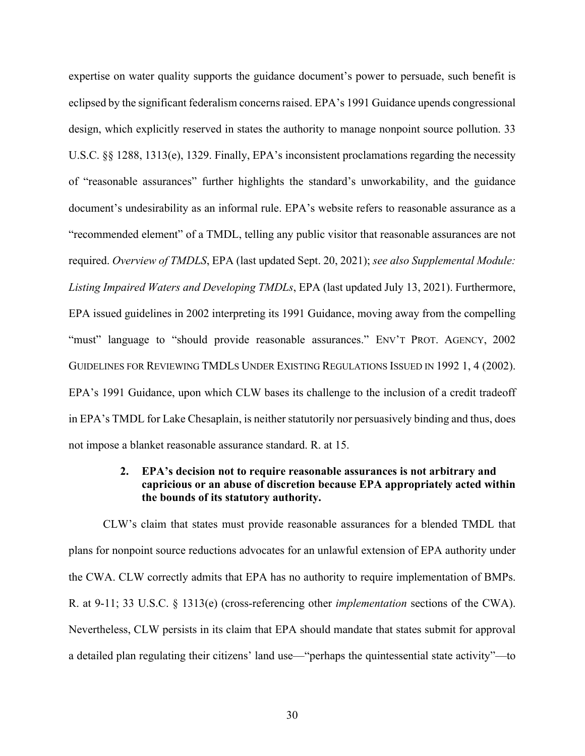expertise on water quality supports the guidance document's power to persuade, such benefit is eclipsed by the significant federalism concerns raised. EPA's 1991 Guidance upends congressional design, which explicitly reserved in states the authority to manage nonpoint source pollution. 33 U.S.C. §§ 1288, 1313(e), 1329. Finally, EPA's inconsistent proclamations regarding the necessity of "reasonable assurances" further highlights the standard's unworkability, and the guidance document's undesirability as an informal rule. EPA's website refers to reasonable assurance as a "recommended element" of a TMDL, telling any public visitor that reasonable assurances are not required. *Overview of TMDLS*, EPA (last updated Sept. 20, 2021); *see also Supplemental Module: Listing Impaired Waters and Developing TMDLs*, EPA (last updated July 13, 2021). Furthermore, EPA issued guidelines in 2002 interpreting its 1991 Guidance, moving away from the compelling "must" language to "should provide reasonable assurances." ENV'T PROT. AGENCY, 2002 GUIDELINES FOR REVIEWING TMDLS UNDER EXISTING REGULATIONS ISSUED IN 1992 1, 4 (2002). EPA's 1991 Guidance, upon which CLW bases its challenge to the inclusion of a credit tradeoff in EPA's TMDL for Lake Chesaplain, is neither statutorily nor persuasively binding and thus, does not impose a blanket reasonable assurance standard. R. at 15.

**2. EPA's decision not to require reasonable assurances is not arbitrary and capricious or an abuse of discretion because EPA appropriately acted within the bounds of its statutory authority.**

CLW's claim that states must provide reasonable assurances for a blended TMDL that plans for nonpoint source reductions advocates for an unlawful extension of EPA authority under the CWA. CLW correctly admits that EPA has no authority to require implementation of BMPs. R. at 9-11; 33 U.S.C. § 1313(e) (cross-referencing other *implementation* sections of the CWA). Nevertheless, CLW persists in its claim that EPA should mandate that states submit for approval a detailed plan regulating their citizens' land use—"perhaps the quintessential state activity"—to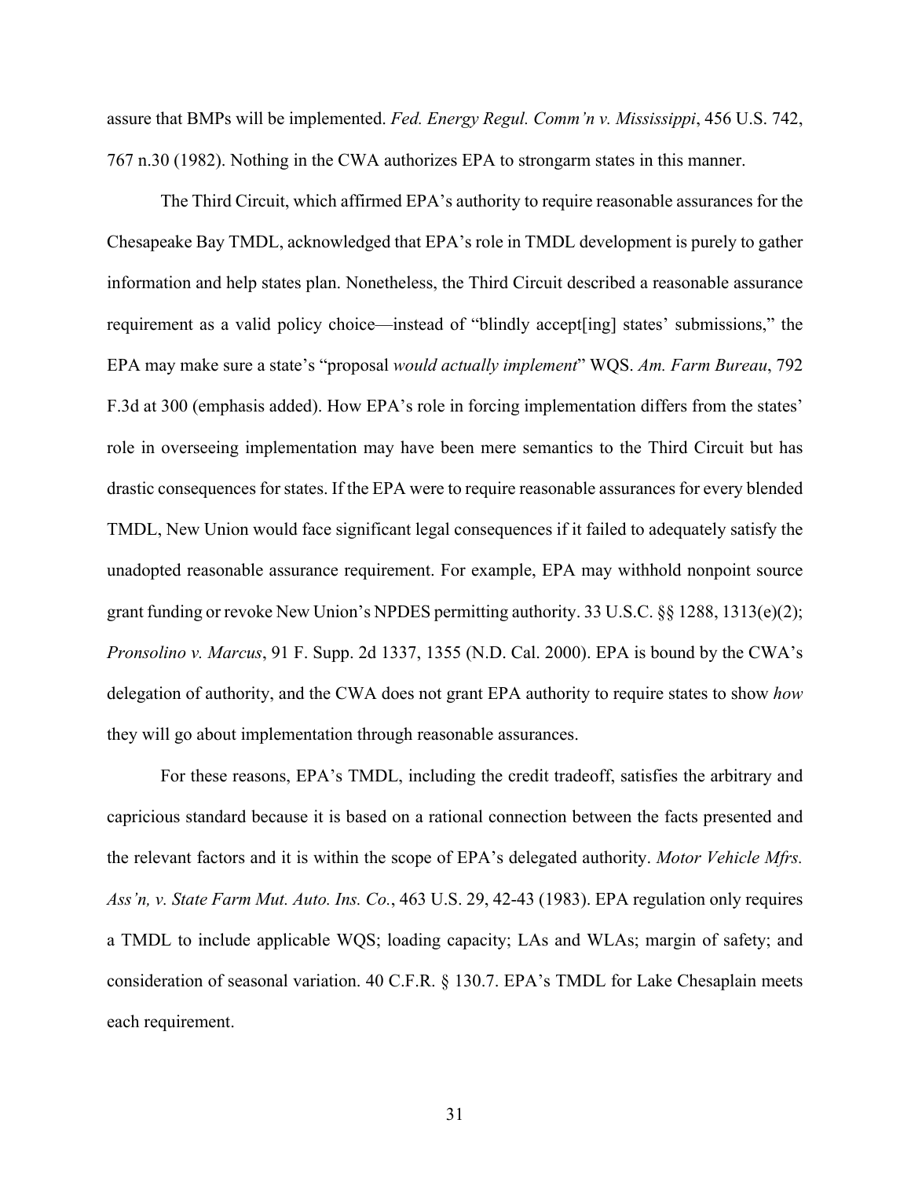assure that BMPs will be implemented. *Fed. Energy Regul. Comm'n v. Mississippi*, 456 U.S. 742, 767 n.30 (1982). Nothing in the CWA authorizes EPA to strongarm states in this manner.

The Third Circuit, which affirmed EPA's authority to require reasonable assurances for the Chesapeake Bay TMDL, acknowledged that EPA's role in TMDL development is purely to gather information and help states plan. Nonetheless, the Third Circuit described a reasonable assurance requirement as a valid policy choice—instead of "blindly accept[ing] states' submissions," the EPA may make sure a state's "proposal *would actually implement*" WQS. *Am. Farm Bureau*, 792 F.3d at 300 (emphasis added). How EPA's role in forcing implementation differs from the states' role in overseeing implementation may have been mere semantics to the Third Circuit but has drastic consequences for states. If the EPA were to require reasonable assurances for every blended TMDL, New Union would face significant legal consequences if it failed to adequately satisfy the unadopted reasonable assurance requirement. For example, EPA may withhold nonpoint source grant funding or revoke New Union's NPDES permitting authority. 33 U.S.C. §§ 1288, 1313(e)(2); *Pronsolino v. Marcus*, 91 F. Supp. 2d 1337, 1355 (N.D. Cal. 2000). EPA is bound by the CWA's delegation of authority, and the CWA does not grant EPA authority to require states to show *how* they will go about implementation through reasonable assurances.

For these reasons, EPA's TMDL, including the credit tradeoff, satisfies the arbitrary and capricious standard because it is based on a rational connection between the facts presented and the relevant factors and it is within the scope of EPA's delegated authority. *Motor Vehicle Mfrs. Ass'n, v. State Farm Mut. Auto. Ins. Co.*, 463 U.S. 29, 42-43 (1983). EPA regulation only requires a TMDL to include applicable WQS; loading capacity; LAs and WLAs; margin of safety; and consideration of seasonal variation. 40 C.F.R. § 130.7. EPA's TMDL for Lake Chesaplain meets each requirement.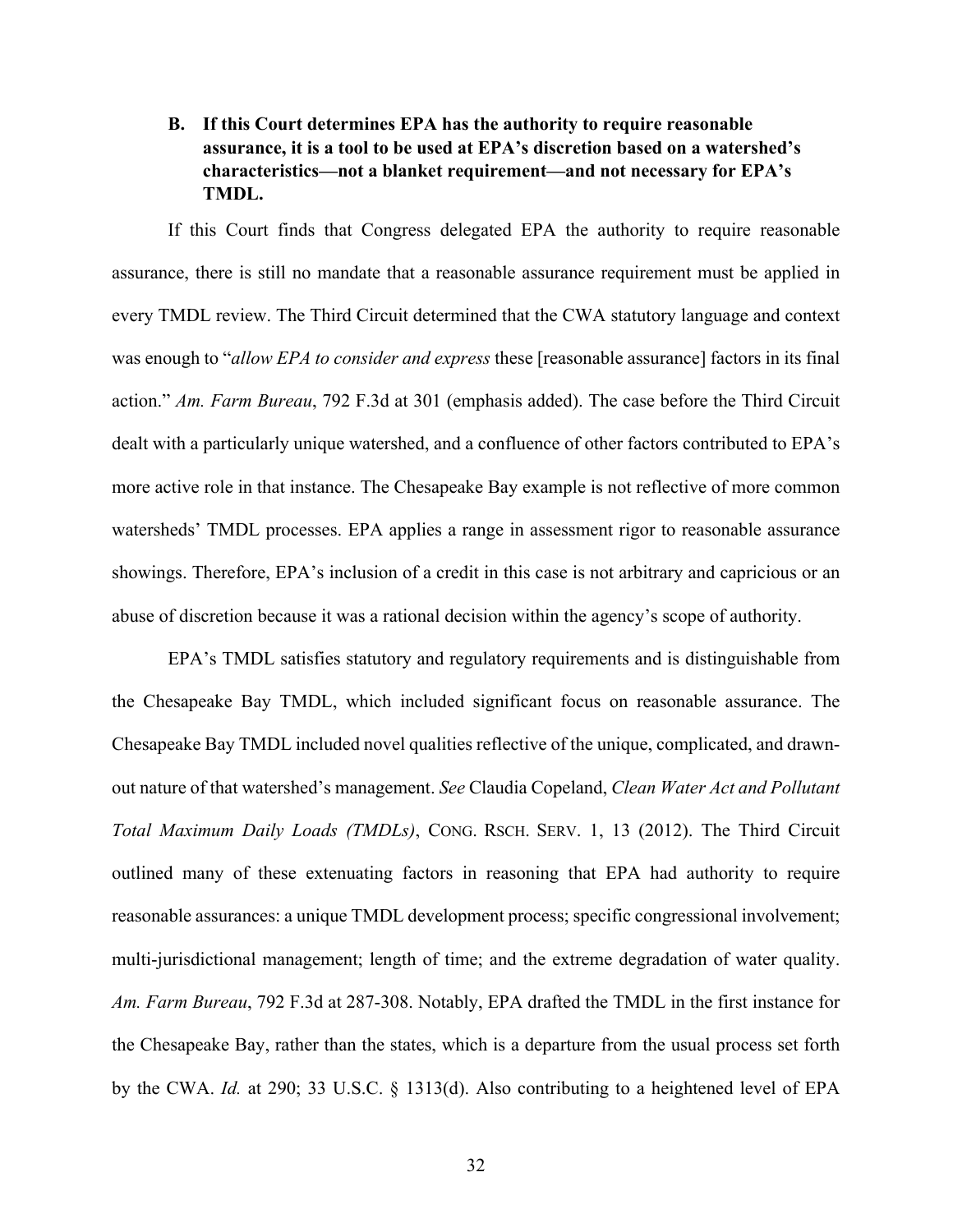### B. If this Court determines EPA has the authority to require reasonable assurance, it is a tool to be used at EPA's discretion based on a watershed's characteristics—not a blanket requirement—and not necessary for EPA's TMDL.

If this Court finds that Congress delegated EPA the authority to require reasonable assurance, there is still no mandate that a reasonable assurance requirement must be applied in every TMDL review. The Third Circuit determined that the CWA statutory language and context was enough to "*allow EPA to consider and express* these [reasonable assurance] factors in its final action." *Am. Farm Bureau*, 792 F.3d at 301 (emphasis added). The case before the Third Circuit dealt with a particularly unique watershed, and a confluence of other factors contributed to EPA's more active role in that instance. The Chesapeake Bay example is not reflective of more common watersheds' TMDL processes. EPA applies a range in assessment rigor to reasonable assurance showings. Therefore, EPA's inclusion of a credit in this case is not arbitrary and capricious or an abuse of discretion because it was a rational decision within the agency's scope of authority.

EPA's TMDL satisfies statutory and regulatory requirements and is distinguishable from the Chesapeake Bay TMDL, which included significant focus on reasonable assurance. The Chesapeake Bay TMDL included novel qualities reflective of the unique, complicated, and drawn-out nature of that watershed's management. *See* Claudia Copeland, *Clean Water Act and Pollutant Total Maximum Daily Loads (TMDLs)*, CONG. RSCH. SERV. 1, 13 (2012). The Third Circuit outlined many of these extenuating factors in reasoning that EPA had authority to require reasonable assurances: a unique TMDL development process; specific congressional involvement; multi-jurisdictional management; length of time; and the extreme degradation of water quality. *Am. Farm Bureau*, 792 F.3d at 287-308. Notably, EPA drafted the TMDL in the first instance for the Chesapeake Bay, rather than the states, which is a departure from the usual process set forth by the CWA. *Id.* at 290; 33 U.S.C. § 1313(d). Also contributing to a heightened level of EPA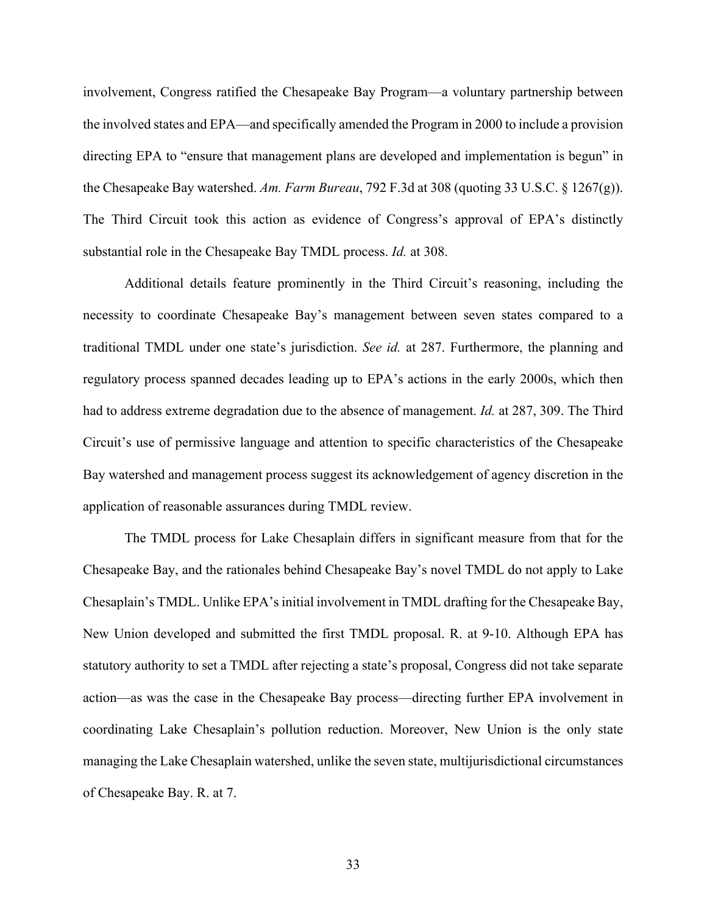involvement, Congress ratified the Chesapeake Bay Program—a voluntary partnership between the involved states and EPA—and specifically amended the Program in 2000 to include a provision directing EPA to "ensure that management plans are developed and implementation is begun" in the Chesapeake Bay watershed. *Am. Farm Bureau*, 792 F.3d at 308 (quoting 33 U.S.C. § 1267(g)). The Third Circuit took this action as evidence of Congress's approval of EPA's distinctly substantial role in the Chesapeake Bay TMDL process. *Id.* at 308.

Additional details feature prominently in the Third Circuit's reasoning, including the necessity to coordinate Chesapeake Bay's management between seven states compared to a traditional TMDL under one state's jurisdiction. *See id.* at 287. Furthermore, the planning and regulatory process spanned decades leading up to EPA's actions in the early 2000s, which then had to address extreme degradation due to the absence of management. *Id.* at 287, 309. The Third Circuit's use of permissive language and attention to specific characteristics of the Chesapeake Bay watershed and management process suggest its acknowledgement of agency discretion in the application of reasonable assurances during TMDL review.

The TMDL process for Lake Chesaplain differs in significant measure from that for the Chesapeake Bay, and the rationales behind Chesapeake Bay's novel TMDL do not apply to Lake Chesaplain's TMDL. Unlike EPA's initial involvement in TMDL drafting for the Chesapeake Bay, New Union developed and submitted the first TMDL proposal. R. at 9-10. Although EPA has statutory authority to set a TMDL after rejecting a state's proposal, Congress did not take separate action—as was the case in the Chesapeake Bay process—directing further EPA involvement in coordinating Lake Chesaplain's pollution reduction. Moreover, New Union is the only state managing the Lake Chesaplain watershed, unlike the seven state, multijurisdictional circumstances of Chesapeake Bay. R. at 7.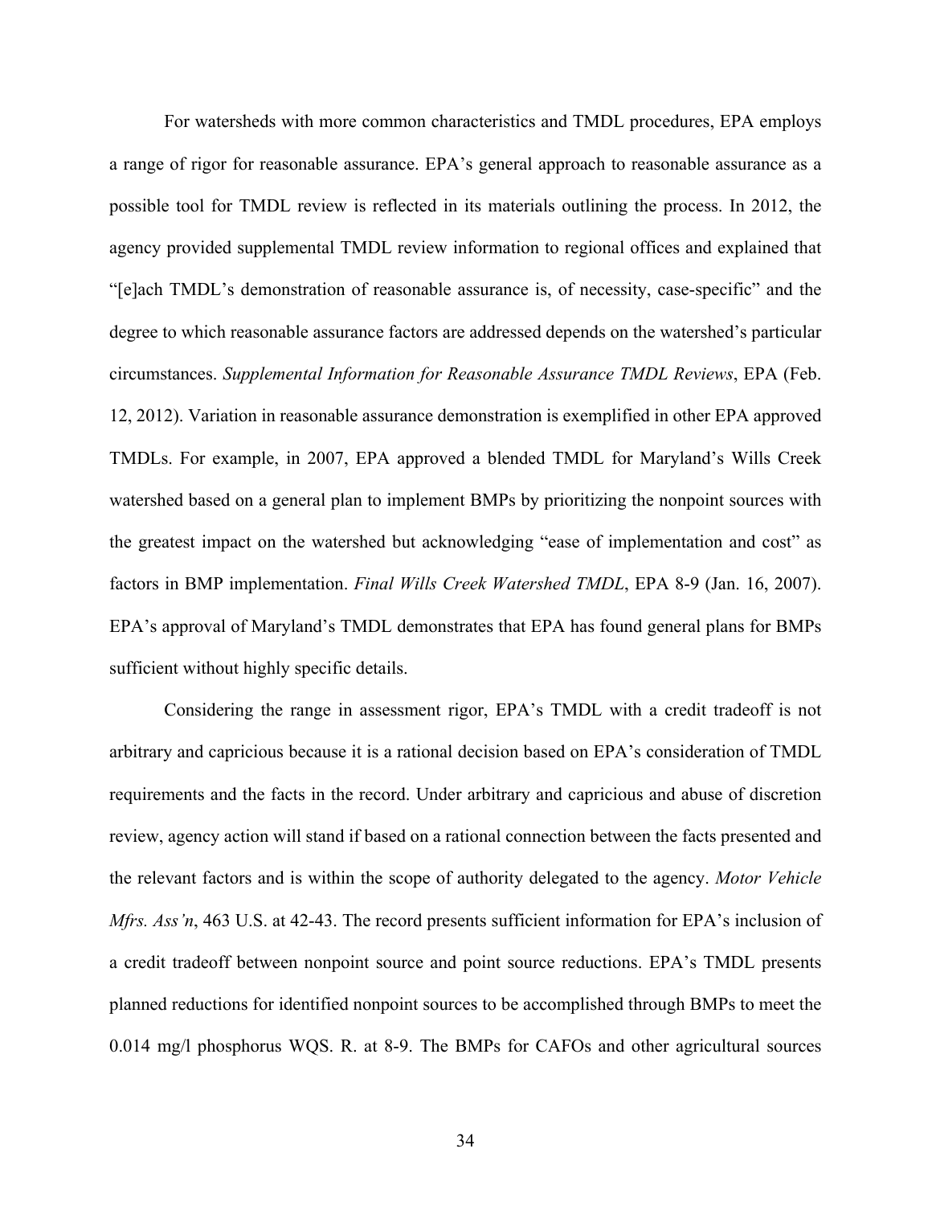For watersheds with more common characteristics and TMDL procedures, EPA employs a range of rigor for reasonable assurance. EPA's general approach to reasonable assurance as a possible tool for TMDL review is reflected in its materials outlining the process. In 2012, the agency provided supplemental TMDL review information to regional offices and explained that "[e]ach TMDL's demonstration of reasonable assurance is, of necessity, case-specific" and the degree to which reasonable assurance factors are addressed depends on the watershed's particular circumstances. *Supplemental Information for Reasonable Assurance TMDL Reviews*, EPA (Feb. 12, 2012). Variation in reasonable assurance demonstration is exemplified in other EPA approved TMDLs. For example, in 2007, EPA approved a blended TMDL for Maryland's Wills Creek watershed based on a general plan to implement BMPs by prioritizing the nonpoint sources with the greatest impact on the watershed but acknowledging "ease of implementation and cost" as factors in BMP implementation. *Final Wills Creek Watershed TMDL*, EPA 8-9 (Jan. 16, 2007). EPA's approval of Maryland's TMDL demonstrates that EPA has found general plans for BMPs sufficient without highly specific details.

Considering the range in assessment rigor, EPA's TMDL with a credit tradeoff is not arbitrary and capricious because it is a rational decision based on EPA's consideration of TMDL requirements and the facts in the record. Under arbitrary and capricious and abuse of discretion review, agency action will stand if based on a rational connection between the facts presented and the relevant factors and is within the scope of authority delegated to the agency. *Motor Vehicle Mfrs. Ass'n*, 463 U.S. at 42-43. The record presents sufficient information for EPA's inclusion of a credit tradeoff between nonpoint source and point source reductions. EPA's TMDL presents planned reductions for identified nonpoint sources to be accomplished through BMPs to meet the 0.014 mg/l phosphorus WQS. R. at 8-9. The BMPs for CAFOs and other agricultural sources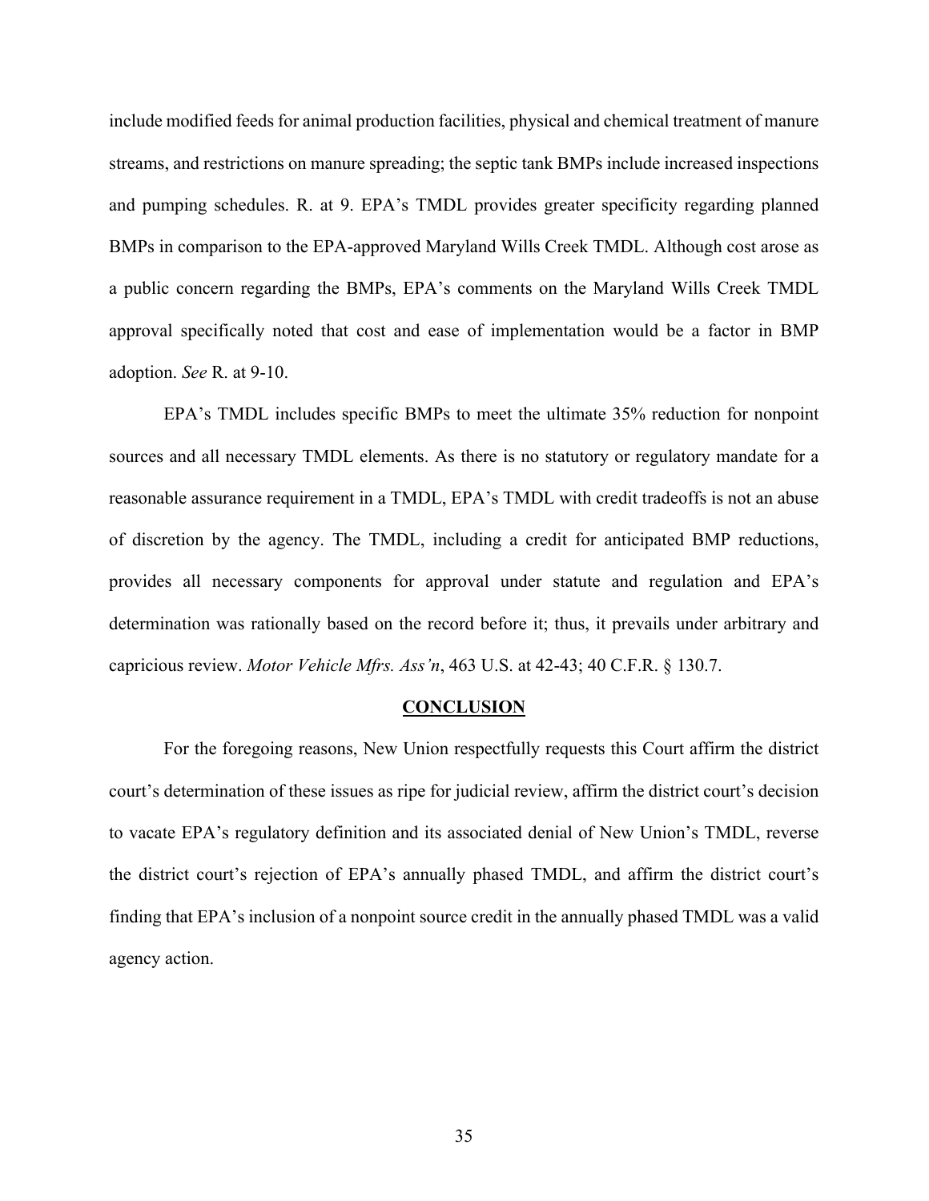include modified feeds for animal production facilities, physical and chemical treatment of manure streams, and restrictions on manure spreading; the septic tank BMPs include increased inspections and pumping schedules. R. at 9. EPA's TMDL provides greater specificity regarding planned BMPs in comparison to the EPA-approved Maryland Wills Creek TMDL. Although cost arose as a public concern regarding the BMPs, EPA's comments on the Maryland Wills Creek TMDL approval specifically noted that cost and ease of implementation would be a factor in BMP adoption. *See* R. at 9-10.

EPA's TMDL includes specific BMPs to meet the ultimate 35% reduction for nonpoint sources and all necessary TMDL elements. As there is no statutory or regulatory mandate for a reasonable assurance requirement in a TMDL, EPA's TMDL with credit tradeoffs is not an abuse of discretion by the agency. The TMDL, including a credit for anticipated BMP reductions, provides all necessary components for approval under statute and regulation and EPA's determination was rationally based on the record before it; thus, it prevails under arbitrary and capricious review. *Motor Vehicle Mfrs. Ass'n*, 463 U.S. at 42-43; 40 C.F.R. § 130.7.

## CONCLUSION

For the foregoing reasons, New Union respectfully requests this Court affirm the district court's determination of these issues as ripe for judicial review, affirm the district court's decision to vacate EPA's regulatory definition and its associated denial of New Union's TMDL, reverse the district court's rejection of EPA's annually phased TMDL, and affirm the district court's finding that EPA's inclusion of a nonpoint source credit in the annually phased TMDL was a valid agency action.